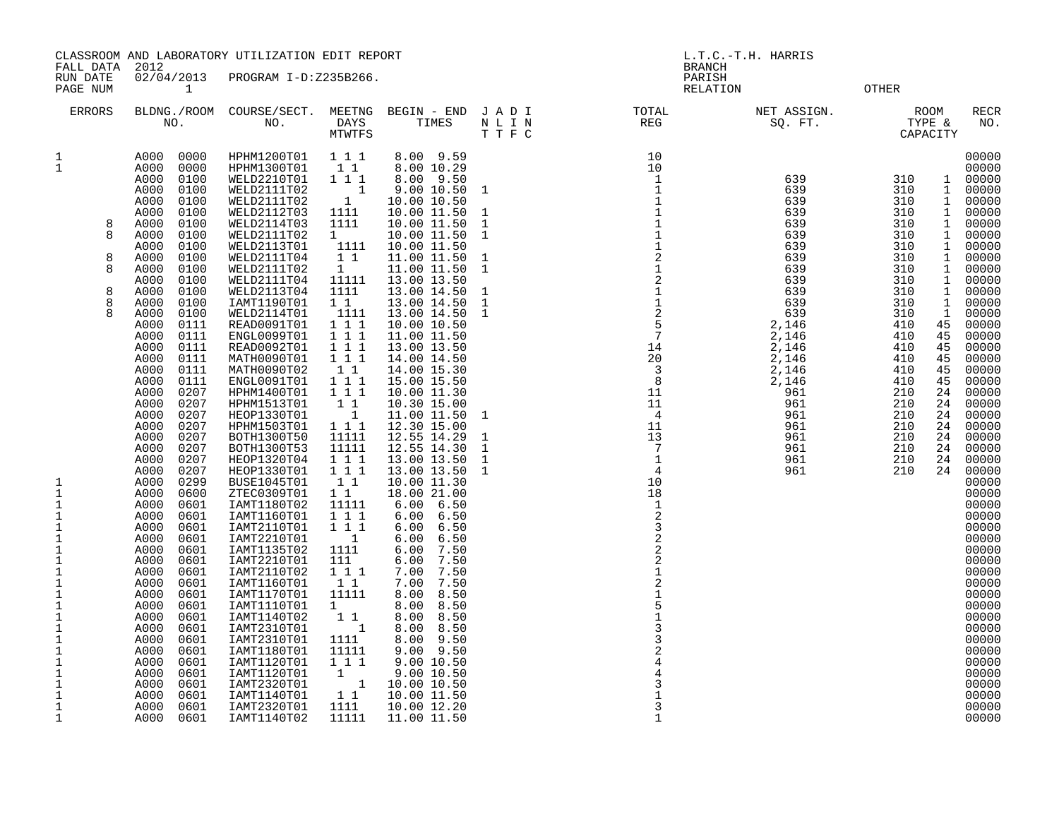CLASSROOM AND LABORATORY UTILIZATION EDIT REPORT
FALL DATA 2012
RUN DATE 02/04/2013 PROGRAM I-D:Z235B266.
PAGE NUM 1

L.T.C.-T.H. HARRIS
BRANCH
PARISH
RELATION OTHER

| ERRORS | BLDNG./ROOM NO. | COURSE/SECT. NO. | MEETNG DAYS MTWTFS | BEGIN - END TIMES | J A D I N L I N T T F C | TOTAL REG | NET ASSIGN. SQ. FT. | ROOM TYPE & CAPACITY | | RECR NO. |
|---|---|---|---|---|---|---|---|---|---|---|
| 1 | A000 0000 | HPHM1200T01 | 1 1 1 | 8.00 9.59 | | 10 | | | | 00000 |
| 1 | A000 0000 | HPHM1300T01 | 1 1 | 8.00 10.29 | | 10 | | | | 00000 |
| | A000 0100 | WELD2210T01 | 1 1 1 | 8.00 9.50 | | 1 | 639 | 310 | 1 | 00000 |
| | A000 0100 | WELD2111T02 | 1 | 9.00 10.50 | 1 | 1 | 639 | 310 | 1 | 00000 |
| | A000 0100 | WELD2111T03 | 1 | 10.00 10.50 | | 1 | 639 | 310 | 1 | 00000 |
| | A000 0100 | WELD2112T03 | 1111 | 10.00 11.50 | 1 | 1 | 639 | 310 | 1 | 00000 |
| 8 | A000 0100 | WELD2114T03 | 1111 | 10.00 11.50 | 1 | 1 | 639 | 310 | 1 | 00000 |
| 8 | A000 0100 | WELD2111T02 | 1 | 10.00 11.50 | 1 | 1 | 639 | 310 | 1 | 00000 |
| | A000 0100 | WELD2113T01 | 1111 | 10.00 11.50 | | 1 | 639 | 310 | 1 | 00000 |
| 8 | A000 0100 | WELD2111T04 | 1 1 | 11.00 11.50 | 1 | 2 | 639 | 310 | 1 | 00000 |
| 8 | A000 0100 | WELD2111T02 | 1 | 11.00 11.50 | 1 | 1 | 639 | 310 | 1 | 00000 |
| | A000 0100 | WELD2111T04 | 11111 | 13.00 13.50 | | 2 | 639 | 310 | 1 | 00000 |
| 8 | A000 0100 | WELD2113T04 | 1111 | 13.00 14.50 | 1 | 1 | 639 | 310 | 1 | 00000 |
| 8 | A000 0100 | IAMT1190T01 | 1 1 | 13.00 14.50 | 1 | 1 | 639 | 310 | 1 | 00000 |
| 8 | A000 0100 | WELD2114T01 | 1111 | 13.00 14.50 | 1 | 2 | 639 | 310 | 1 | 00000 |
| | A000 0111 | READ0091T01 | 1 1 1 | 10.00 10.50 | | 5 | 2,146 | 410 | 45 | 00000 |
| | A000 0111 | ENGL0099T01 | 1 1 1 | 11.00 11.50 | | 7 | 2,146 | 410 | 45 | 00000 |
| | A000 0111 | READ0092T01 | 1 1 1 | 13.00 13.50 | | 14 | 2,146 | 410 | 45 | 00000 |
| | A000 0111 | MATH0090T01 | 1 1 1 | 14.00 14.50 | | 20 | 2,146 | 410 | 45 | 00000 |
| | A000 0111 | MATH0090T02 | 1 1 | 14.00 15.30 | | 3 | 2,146 | 410 | 45 | 00000 |
| | A000 0111 | ENGL0091T01 | 1 1 1 | 15.00 15.50 | | 8 | 2,146 | 410 | 45 | 00000 |
| | A000 0207 | HPHM1400T01 | 1 1 1 | 10.00 11.30 | | 11 | 961 | 210 | 24 | 00000 |
| | A000 0207 | HPHM1513T01 | 1 1 | 10.30 15.00 | | 11 | 961 | 210 | 24 | 00000 |
| | A000 0207 | HEOP1330T01 | 1 | 11.00 11.50 | 1 | 4 | 961 | 210 | 24 | 00000 |
| | A000 0207 | HPHM1503T01 | 1 1 1 | 12.30 15.00 | | 11 | 961 | 210 | 24 | 00000 |
| | A000 0207 | BOTH1300T50 | 11111 | 12.55 14.29 | 1 | 13 | 961 | 210 | 24 | 00000 |
| | A000 0207 | BOTH1300T53 | 11111 | 12.55 14.30 | 1 | 7 | 961 | 210 | 24 | 00000 |
| | A000 0207 | HEOP1320T04 | 1 1 1 | 13.00 13.50 | 1 | 1 | 961 | 210 | 24 | 00000 |
| | A000 0207 | HEOP1330T01 | 1 1 1 | 13.00 13.50 | 1 | 4 | 961 | 210 | 24 | 00000 |
| 1 | A000 0299 | BUSE1045T01 | 1 1 | 10.00 11.30 | | 10 | | | | 00000 |
| 1 | A000 0600 | ZTEC0309T01 | 1 1 | 18.00 21.00 | | 18 | | | | 00000 |
| 1 | A000 0601 | IAMT1180T02 | 11111 | 6.00 6.50 | | 1 | | | | 00000 |
| 1 | A000 0601 | IAMT1160T01 | 1 1 1 | 6.00 6.50 | | 2 | | | | 00000 |
| 1 | A000 0601 | IAMT2110T01 | 1 1 1 | 6.00 6.50 | | 3 | | | | 00000 |
| 1 | A000 0601 | IAMT2210T01 | 1 | 6.00 6.50 | | 2 | | | | 00000 |
| 1 | A000 0601 | IAMT1135T02 | 1111 | 6.00 7.50 | | 2 | | | | 00000 |
| 1 | A000 0601 | IAMT2210T01 | 111 | 6.00 7.50 | | 2 | | | | 00000 |
| 1 | A000 0601 | IAMT2110T02 | 1 1 1 | 7.00 7.50 | | 1 | | | | 00000 |
| 1 | A000 0601 | IAMT1160T01 | 1 1 | 7.00 7.50 | | 2 | | | | 00000 |
| 1 | A000 0601 | IAMT1170T01 | 11111 | 8.00 8.50 | | 1 | | | | 00000 |
| 1 | A000 0601 | IAMT1110T01 | 1 | 8.00 8.50 | | 5 | | | | 00000 |
| 1 | A000 0601 | IAMT1140T02 | 1 1 | 8.00 8.50 | | 1 | | | | 00000 |
| 1 | A000 0601 | IAMT2310T01 | 1 | 8.00 8.50 | | 3 | | | | 00000 |
| 1 | A000 0601 | IAMT2310T01 | 1111 | 8.00 9.50 | | 3 | | | | 00000 |
| 1 | A000 0601 | IAMT1180T01 | 11111 | 9.00 9.50 | | 2 | | | | 00000 |
| 1 | A000 0601 | IAMT1120T01 | 1 1 1 | 9.00 10.50 | | 4 | | | | 00000 |
| 1 | A000 0601 | IAMT1120T01 | 1 | 9.00 10.50 | | 4 | | | | 00000 |
| 1 | A000 0601 | IAMT2320T01 | 1 | 10.00 10.50 | | 3 | | | | 00000 |
| 1 | A000 0601 | IAMT1140T01 | 1 1 | 10.00 11.50 | | 1 | | | | 00000 |
| 1 | A000 0601 | IAMT2320T01 | 1111 | 10.00 12.20 | | 3 | | | | 00000 |
| 1 | A000 0601 | IAMT1140T02 | 11111 | 11.00 11.50 | | 1 | | | | 00000 |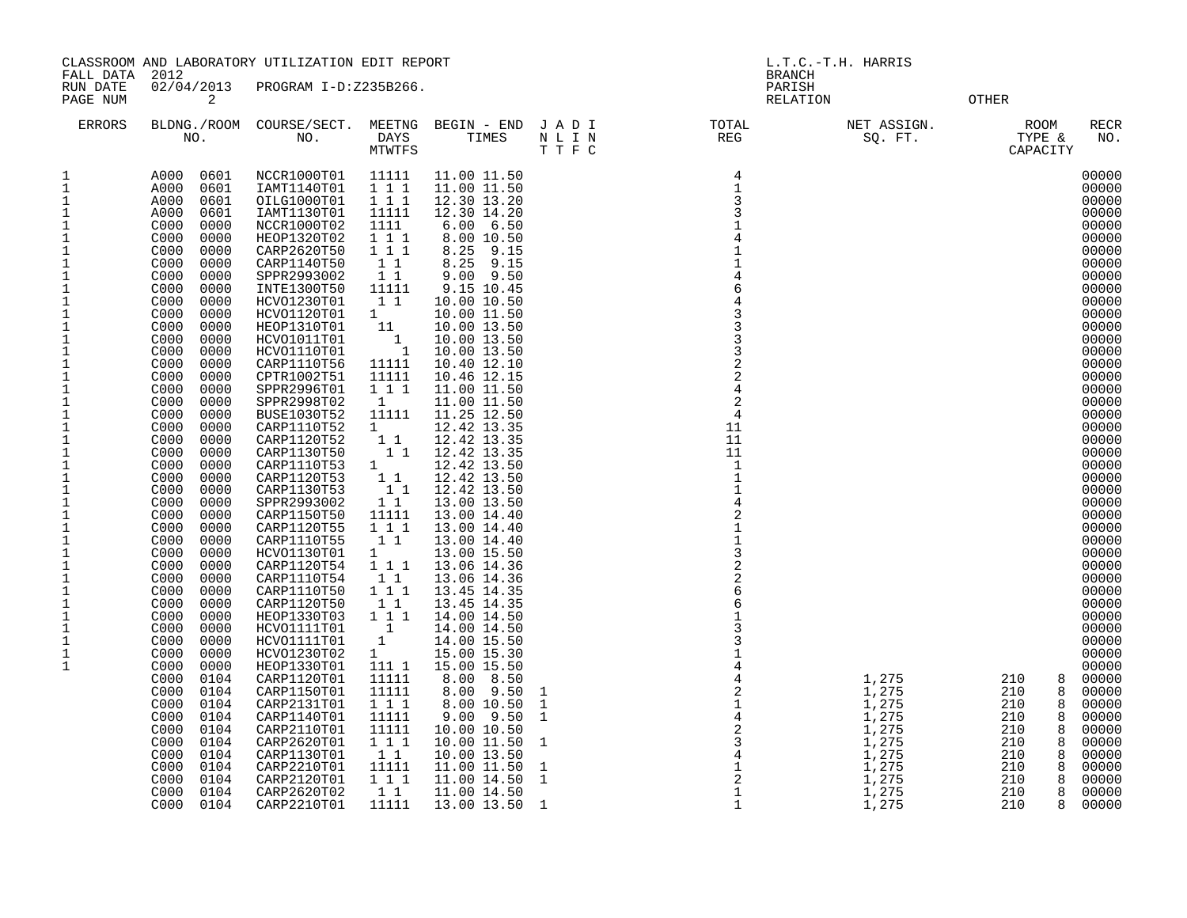CLASSROOM AND LABORATORY UTILIZATION EDIT REPORT
FALL DATA 2012
RUN DATE 02/04/2013 PROGRAM I-D:Z235B266.
PAGE NUM 2

L.T.C.-T.H. HARRIS
BRANCH
PARISH
RELATION OTHER

| ERRORS | BLDNG./ROOM NO. | COURSE/SECT. NO. | MEETNG DAYS MTWTFS | BEGIN - END TIMES | J A D I N L I N T T F C | TOTAL REG | NET ASSIGN. SQ. FT. | ROOM TYPE & CAPACITY | RECR NO. |
|---|---|---|---|---|---|---|---|---|---|
| 1 | A000 0601 | NCCR1000T01 | 11111 | 11.00 11.50 | | 4 | | | 00000 |
| 1 | A000 0601 | IAMT1140T01 | 1 1 1 | 11.00 11.50 | | 1 | | | 00000 |
| 1 | A000 0601 | OILG1000T01 | 1 1 1 | 12.30 13.20 | | 3 | | | 00000 |
| 1 | A000 0601 | IAMT1130T01 | 11111 | 12.30 14.20 | | 3 | | | 00000 |
| 1 | C000 0000 | NCCR1000T02 | 1111 | 6.00 6.50 | | 1 | | | 00000 |
| 1 | C000 0000 | HEOP1320T02 | 1 1 1 | 8.00 10.50 | | 4 | | | 00000 |
| 1 | C000 0000 | CARP2620T50 | 1 1 1 | 8.25 9.15 | | 1 | | | 00000 |
| 1 | C000 0000 | CARP1140T50 | 1 1 | 8.25 9.15 | | 1 | | | 00000 |
| 1 | C000 0000 | SPPR2993002 | 1 1 | 9.00 9.50 | | 4 | | | 00000 |
| 1 | C000 0000 | INTE1300T50 | 11111 | 9.15 10.45 | | 6 | | | 00000 |
| 1 | C000 0000 | HCVO1230T01 | 1 1 | 10.00 10.50 | | 4 | | | 00000 |
| 1 | C000 0000 | HCVO1120T01 | 1 | 10.00 11.50 | | 3 | | | 00000 |
| 1 | C000 0000 | HEOP1310T01 | 11 | 10.00 13.50 | | 3 | | | 00000 |
| 1 | C000 0000 | HCVO1011T01 | 1 | 10.00 13.50 | | 3 | | | 00000 |
| 1 | C000 0000 | HCVO1110T01 | 1 | 10.00 13.50 | | 3 | | | 00000 |
| 1 | C000 0000 | CARP1110T56 | 11111 | 10.40 12.10 | | 2 | | | 00000 |
| 1 | C000 0000 | CPTR1002T51 | 11111 | 10.46 12.15 | | 2 | | | 00000 |
| 1 | C000 0000 | SPPR2996T01 | 1 1 1 | 11.00 11.50 | | 4 | | | 00000 |
| 1 | C000 0000 | SPPR2998T02 | 1 | 11.00 11.50 | | 2 | | | 00000 |
| 1 | C000 0000 | BUSE1030T52 | 11111 | 11.25 12.50 | | 4 | | | 00000 |
| 1 | C000 0000 | CARP1110T52 | 1 | 12.42 13.35 | | 11 | | | 00000 |
| 1 | C000 0000 | CARP1120T52 | 1 1 | 12.42 13.35 | | 11 | | | 00000 |
| 1 | C000 0000 | CARP1130T50 | 1 1 | 12.42 13.35 | | 11 | | | 00000 |
| 1 | C000 0000 | CARP1110T53 | 1 | 12.42 13.50 | | 1 | | | 00000 |
| 1 | C000 0000 | CARP1120T53 | 1 1 | 12.42 13.50 | | 1 | | | 00000 |
| 1 | C000 0000 | CARP1130T53 | 1 1 | 12.42 13.50 | | 1 | | | 00000 |
| 1 | C000 0000 | SPPR2993002 | 1 1 | 13.00 13.50 | | 4 | | | 00000 |
| 1 | C000 0000 | CARP1150T50 | 11111 | 13.00 14.40 | | 2 | | | 00000 |
| 1 | C000 0000 | CARP1120T55 | 1 1 1 | 13.00 14.40 | | 1 | | | 00000 |
| 1 | C000 0000 | CARP1110T55 | 1 1 | 13.00 14.40 | | 1 | | | 00000 |
| 1 | C000 0000 | HCVO1130T01 | 1 | 13.00 15.50 | | 3 | | | 00000 |
| 1 | C000 0000 | CARP1120T54 | 1 1 1 | 13.06 14.36 | | 2 | | | 00000 |
| 1 | C000 0000 | CARP1110T54 | 1 1 | 13.06 14.36 | | 2 | | | 00000 |
| 1 | C000 0000 | CARP1110T50 | 1 1 1 | 13.45 14.35 | | 6 | | | 00000 |
| 1 | C000 0000 | CARP1120T50 | 1 1 | 13.45 14.35 | | 6 | | | 00000 |
| 1 | C000 0000 | HEOP1330T03 | 1 1 1 | 14.00 14.50 | | 1 | | | 00000 |
| 1 | C000 0000 | HCVO1111T01 | 1 | 14.00 14.50 | | 3 | | | 00000 |
| 1 | C000 0000 | HCVO1111T01 | 1 | 14.00 15.50 | | 3 | | | 00000 |
| 1 | C000 0000 | HCVO1230T02 | 1 | 15.00 15.30 | | 1 | | | 00000 |
| 1 | C000 0000 | HEOP1330T01 | 111 1 | 15.00 15.50 | | 4 | | | 00000 |
| | C000 0104 | CARP1120T01 | 11111 | 8.00 8.50 | 1 | 4 | 1,275 | 210 8 | 00000 |
| | C000 0104 | CARP1150T01 | 11111 | 8.00 9.50 | 1 | 2 | 1,275 | 210 8 | 00000 |
| | C000 0104 | CARP2131T01 | 1 1 1 | 8.00 10.50 | 1 | 1 | 1,275 | 210 8 | 00000 |
| | C000 0104 | CARP1140T01 | 11111 | 9.00 9.50 | 1 | 4 | 1,275 | 210 8 | 00000 |
| | C000 0104 | CARP2110T01 | 11111 | 10.00 10.50 | | 2 | 1,275 | 210 8 | 00000 |
| | C000 0104 | CARP2620T01 | 1 1 1 | 10.00 11.50 | 1 | 3 | 1,275 | 210 8 | 00000 |
| | C000 0104 | CARP1130T01 | 1 1 | 10.00 13.50 | | 4 | 1,275 | 210 8 | 00000 |
| | C000 0104 | CARP2210T01 | 11111 | 11.00 11.50 | 1 | 1 | 1,275 | 210 8 | 00000 |
| | C000 0104 | CARP2120T01 | 1 1 1 | 11.00 14.50 | 1 | 2 | 1,275 | 210 8 | 00000 |
| | C000 0104 | CARP2620T02 | 1 1 | 11.00 14.50 | | 1 | 1,275 | 210 8 | 00000 |
| | C000 0104 | CARP2210T01 | 11111 | 13.00 13.50 | 1 | 1 | 1,275 | 210 8 | 00000 |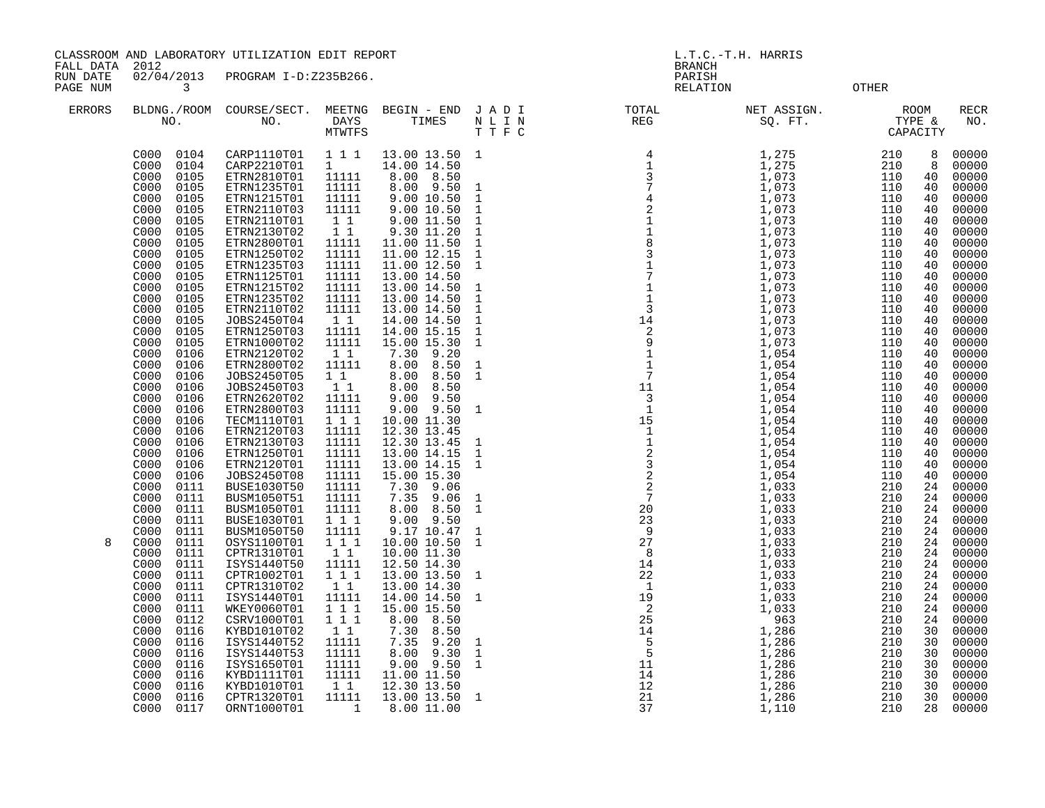CLASSROOM AND LABORATORY UTILIZATION EDIT REPORT
FALL DATA 2012
RUN DATE 02/04/2013 PROGRAM I-D:Z235B266.
PAGE NUM 3

L.T.C.-T.H. HARRIS
BRANCH
PARISH
RELATION OTHER

| ERRORS | BLDNG./ROOM NO. | COURSE/SECT. NO. | MEETNG DAYS MTWTFS | BEGIN - END TIMES | J A D I N L I N T T F C | TOTAL REG | NET ASSIGN. SQ. FT. | ROOM TYPE & CAPACITY | | RECR NO. |
|---|---|---|---|---|---|---|---|---|---|---|
| | C000 0104 | CARP1110T01 | 1 1 1 | 13.00 13.50 | 1 | 4 | 1,275 | 210 | 8 | 00000 |
| | C000 0104 | CARP2210T01 | 1 | 14.00 14.50 | | 1 | 1,275 | 210 | 8 | 00000 |
| | C000 0105 | ETRN2810T01 | 11111 | 8.00 8.50 | | 3 | 1,073 | 110 | 40 | 00000 |
| | C000 0105 | ETRN1235T01 | 11111 | 8.00 9.50 | 1 | 7 | 1,073 | 110 | 40 | 00000 |
| | C000 0105 | ETRN1215T01 | 11111 | 9.00 10.50 | 1 | 4 | 1,073 | 110 | 40 | 00000 |
| | C000 0105 | ETRN2110T03 | 11111 | 9.00 10.50 | 1 | 2 | 1,073 | 110 | 40 | 00000 |
| | C000 0105 | ETRN2110T01 | 1 1 | 9.00 11.50 | 1 | 1 | 1,073 | 110 | 40 | 00000 |
| | C000 0105 | ETRN2130T02 | 1 1 | 9.30 11.20 | 1 | 1 | 1,073 | 110 | 40 | 00000 |
| | C000 0105 | ETRN2800T01 | 11111 | 11.00 11.50 | 1 | 8 | 1,073 | 110 | 40 | 00000 |
| | C000 0105 | ETRN1250T02 | 11111 | 11.00 12.15 | 1 | 3 | 1,073 | 110 | 40 | 00000 |
| | C000 0105 | ETRN1235T03 | 11111 | 11.00 12.50 | 1 | 1 | 1,073 | 110 | 40 | 00000 |
| | C000 0105 | ETRN1125T01 | 11111 | 13.00 14.50 | | 7 | 1,073 | 110 | 40 | 00000 |
| | C000 0105 | ETRN1215T02 | 11111 | 13.00 14.50 | 1 | 1 | 1,073 | 110 | 40 | 00000 |
| | C000 0105 | ETRN1235T02 | 11111 | 13.00 14.50 | 1 | 1 | 1,073 | 110 | 40 | 00000 |
| | C000 0105 | ETRN2110T02 | 11111 | 13.00 14.50 | 1 | 3 | 1,073 | 110 | 40 | 00000 |
| | C000 0105 | JOBS2450T04 | 1 1 | 14.00 14.50 | 1 | 14 | 1,073 | 110 | 40 | 00000 |
| | C000 0105 | ETRN1250T03 | 11111 | 14.00 15.15 | 1 | 2 | 1,073 | 110 | 40 | 00000 |
| | C000 0105 | ETRN1000T02 | 11111 | 15.00 15.30 | 1 | 9 | 1,073 | 110 | 40 | 00000 |
| | C000 0106 | ETRN2120T02 | 1 1 | 7.30 9.20 | | 1 | 1,054 | 110 | 40 | 00000 |
| | C000 0106 | ETRN2800T02 | 11111 | 8.00 8.50 | 1 | 1 | 1,054 | 110 | 40 | 00000 |
| | C000 0106 | JOBS2450T05 | 1 1 | 8.00 8.50 | 1 | 7 | 1,054 | 110 | 40 | 00000 |
| | C000 0106 | JOBS2450T03 | 1 1 | 8.00 8.50 | | 11 | 1,054 | 110 | 40 | 00000 |
| | C000 0106 | ETRN2620T02 | 11111 | 9.00 9.50 | | 3 | 1,054 | 110 | 40 | 00000 |
| | C000 0106 | ETRN2800T03 | 11111 | 9.00 9.50 | 1 | 1 | 1,054 | 110 | 40 | 00000 |
| | C000 0106 | TECM1110T01 | 1 1 1 | 10.00 11.30 | | 15 | 1,054 | 110 | 40 | 00000 |
| | C000 0106 | ETRN2120T03 | 11111 | 12.30 13.45 | | 1 | 1,054 | 110 | 40 | 00000 |
| | C000 0106 | ETRN2130T03 | 11111 | 12.30 13.45 | 1 | 1 | 1,054 | 110 | 40 | 00000 |
| | C000 0106 | ETRN1250T01 | 11111 | 13.00 14.15 | 1 | 2 | 1,054 | 110 | 40 | 00000 |
| | C000 0106 | ETRN2120T01 | 11111 | 13.00 14.15 | 1 | 3 | 1,054 | 110 | 40 | 00000 |
| | C000 0106 | JOBS2450T08 | 11111 | 15.00 15.30 | | 2 | 1,054 | 110 | 40 | 00000 |
| | C000 0111 | BUSE1030T50 | 11111 | 7.30 9.06 | | 2 | 1,033 | 210 | 24 | 00000 |
| | C000 0111 | BUSM1050T51 | 11111 | 7.35 9.06 | 1 | 7 | 1,033 | 210 | 24 | 00000 |
| | C000 0111 | BUSM1050T01 | 11111 | 8.00 8.50 | 1 | 20 | 1,033 | 210 | 24 | 00000 |
| | C000 0111 | BUSE1030T01 | 1 1 1 | 9.00 9.50 | | 23 | 1,033 | 210 | 24 | 00000 |
| | C000 0111 | BUSM1050T50 | 11111 | 9.17 10.47 | 1 | 9 | 1,033 | 210 | 24 | 00000 |
| 8 | C000 0111 | OSYS1100T01 | 1 1 1 | 10.00 10.50 | 1 | 27 | 1,033 | 210 | 24 | 00000 |
| | C000 0111 | CPTR1310T01 | 1 1 | 10.00 11.30 | | 8 | 1,033 | 210 | 24 | 00000 |
| | C000 0111 | ISYS1440T50 | 11111 | 12.50 14.30 | | 14 | 1,033 | 210 | 24 | 00000 |
| | C000 0111 | CPTR1002T01 | 1 1 1 | 13.00 13.50 | 1 | 22 | 1,033 | 210 | 24 | 00000 |
| | C000 0111 | CPTR1310T02 | 1 1 | 13.00 14.30 | | 1 | 1,033 | 210 | 24 | 00000 |
| | C000 0111 | ISYS1440T01 | 11111 | 14.00 14.50 | 1 | 19 | 1,033 | 210 | 24 | 00000 |
| | C000 0111 | WKEY0060T01 | 1 1 1 | 15.00 15.50 | | 2 | 1,033 | 210 | 24 | 00000 |
| | C000 0112 | CSRV1000T01 | 1 1 1 | 8.00 8.50 | | 25 | 963 | 210 | 24 | 00000 |
| | C000 0116 | KYBD1010T02 | 1 1 | 7.30 8.50 | | 14 | 1,286 | 210 | 30 | 00000 |
| | C000 0116 | ISYS1440T52 | 11111 | 7.35 9.20 | 1 | 5 | 1,286 | 210 | 30 | 00000 |
| | C000 0116 | ISYS1440T53 | 11111 | 8.00 9.30 | 1 | 5 | 1,286 | 210 | 30 | 00000 |
| | C000 0116 | ISYS1650T01 | 11111 | 9.00 9.50 | 1 | 11 | 1,286 | 210 | 30 | 00000 |
| | C000 0116 | KYBD1111T01 | 11111 | 11.00 11.50 | | 14 | 1,286 | 210 | 30 | 00000 |
| | C000 0116 | KYBD1010T01 | 1 1 | 12.30 13.50 | | 12 | 1,286 | 210 | 30 | 00000 |
| | C000 0116 | CPTR1320T01 | 11111 | 13.00 13.50 | 1 | 21 | 1,286 | 210 | 30 | 00000 |
| | C000 0117 | ORNT1000T01 | 1 | 8.00 11.00 | | 37 | 1,110 | 210 | 28 | 00000 |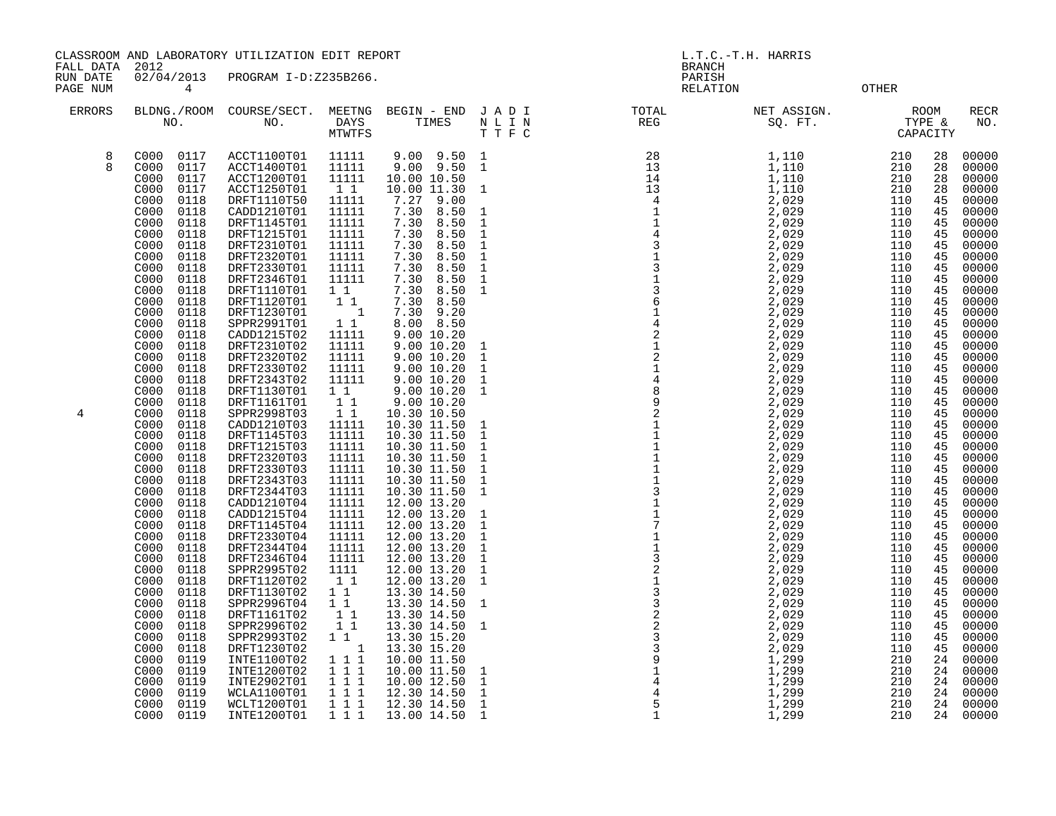CLASSROOM AND LABORATORY UTILIZATION EDIT REPORT
FALL DATA 2012
RUN DATE 02/04/2013 PROGRAM I-D:Z235B266.
PAGE NUM 4

L.T.C.-T.H. HARRIS
BRANCH
PARISH
RELATION OTHER

| ERRORS | BLDNG./ROOM NO. | COURSE/SECT. NO. | MEETNG DAYS MTWTFS | BEGIN - END TIMES | J A D I N L I N T T F C | TOTAL REG | NET ASSIGN. SQ. FT. | ROOM TYPE & CAPACITY | | RECR NO. |
|---|---|---|---|---|---|---|---|---|---|---|
| 8 | C000 0117 | ACCT1100T01 | 11111 | 9.00 9.50 | 1 | 28 | 1,110 | 210 | 28 | 00000 |
| 8 | C000 0117 | ACCT1400T01 | 11111 | 9.00 9.50 | 1 | 13 | 1,110 | 210 | 28 | 00000 |
| | C000 0117 | ACCT1200T01 | 11111 | 10.00 10.50 | | 14 | 1,110 | 210 | 28 | 00000 |
| | C000 0117 | ACCT1250T01 | 1 1 | 10.00 11.30 | 1 | 13 | 1,110 | 210 | 28 | 00000 |
| | C000 0118 | DRFT1110T50 | 11111 | 7.27 9.00 | | 4 | 2,029 | 110 | 45 | 00000 |
| | C000 0118 | CADD1210T01 | 11111 | 7.30 8.50 | 1 | 1 | 2,029 | 110 | 45 | 00000 |
| | C000 0118 | DRFT1145T01 | 11111 | 7.30 8.50 | 1 | 1 | 2,029 | 110 | 45 | 00000 |
| | C000 0118 | DRFT1215T01 | 11111 | 7.30 8.50 | 1 | 4 | 2,029 | 110 | 45 | 00000 |
| | C000 0118 | DRFT2310T01 | 11111 | 7.30 8.50 | 1 | 3 | 2,029 | 110 | 45 | 00000 |
| | C000 0118 | DRFT2320T01 | 11111 | 7.30 8.50 | 1 | 1 | 2,029 | 110 | 45 | 00000 |
| | C000 0118 | DRFT2330T01 | 11111 | 7.30 8.50 | 1 | 3 | 2,029 | 110 | 45 | 00000 |
| | C000 0118 | DRFT2346T01 | 11111 | 7.30 8.50 | 1 | 1 | 2,029 | 110 | 45 | 00000 |
| | C000 0118 | DRFT1110T01 | 1 1 | 7.30 8.50 | 1 | 3 | 2,029 | 110 | 45 | 00000 |
| | C000 0118 | DRFT1120T01 | 1 1 | 7.30 8.50 | | 6 | 2,029 | 110 | 45 | 00000 |
| | C000 0118 | DRFT1230T01 | 1 | 7.30 9.20 | | 1 | 2,029 | 110 | 45 | 00000 |
| | C000 0118 | SPPR2991T01 | 1 1 | 8.00 8.50 | | 4 | 2,029 | 110 | 45 | 00000 |
| | C000 0118 | CADD1215T02 | 11111 | 9.00 10.20 | | 2 | 2,029 | 110 | 45 | 00000 |
| | C000 0118 | DRFT2310T02 | 11111 | 9.00 10.20 | 1 | 1 | 2,029 | 110 | 45 | 00000 |
| | C000 0118 | DRFT2320T02 | 11111 | 9.00 10.20 | 1 | 2 | 2,029 | 110 | 45 | 00000 |
| | C000 0118 | DRFT2330T02 | 11111 | 9.00 10.20 | 1 | 1 | 2,029 | 110 | 45 | 00000 |
| | C000 0118 | DRFT2343T02 | 11111 | 9.00 10.20 | 1 | 4 | 2,029 | 110 | 45 | 00000 |
| | C000 0118 | DRFT1130T01 | 1 1 | 9.00 10.20 | 1 | 8 | 2,029 | 110 | 45 | 00000 |
| | C000 0118 | DRFT1161T01 | 1 1 | 9.00 10.20 | | 9 | 2,029 | 110 | 45 | 00000 |
| 4 | C000 0118 | SPPR2998T03 | 1 1 | 10.30 10.50 | | 2 | 2,029 | 110 | 45 | 00000 |
| | C000 0118 | CADD1210T03 | 11111 | 10.30 11.50 | 1 | 1 | 2,029 | 110 | 45 | 00000 |
| | C000 0118 | DRFT1145T03 | 11111 | 10.30 11.50 | 1 | 1 | 2,029 | 110 | 45 | 00000 |
| | C000 0118 | DRFT1215T03 | 11111 | 10.30 11.50 | 1 | 1 | 2,029 | 110 | 45 | 00000 |
| | C000 0118 | DRFT2320T03 | 11111 | 10.30 11.50 | 1 | 1 | 2,029 | 110 | 45 | 00000 |
| | C000 0118 | DRFT2330T03 | 11111 | 10.30 11.50 | 1 | 1 | 2,029 | 110 | 45 | 00000 |
| | C000 0118 | DRFT2343T03 | 11111 | 10.30 11.50 | 1 | 1 | 2,029 | 110 | 45 | 00000 |
| | C000 0118 | DRFT2344T03 | 11111 | 10.30 11.50 | 1 | 3 | 2,029 | 110 | 45 | 00000 |
| | C000 0118 | CADD1210T04 | 11111 | 12.00 13.20 | | 1 | 2,029 | 110 | 45 | 00000 |
| | C000 0118 | CADD1215T04 | 11111 | 12.00 13.20 | 1 | 1 | 2,029 | 110 | 45 | 00000 |
| | C000 0118 | DRFT1145T04 | 11111 | 12.00 13.20 | 1 | 7 | 2,029 | 110 | 45 | 00000 |
| | C000 0118 | DRFT2330T04 | 11111 | 12.00 13.20 | 1 | 1 | 2,029 | 110 | 45 | 00000 |
| | C000 0118 | DRFT2344T04 | 11111 | 12.00 13.20 | 1 | 1 | 2,029 | 110 | 45 | 00000 |
| | C000 0118 | DRFT2346T04 | 11111 | 12.00 13.20 | 1 | 3 | 2,029 | 110 | 45 | 00000 |
| | C000 0118 | SPPR2995T02 | 1111 | 12.00 13.20 | 1 | 2 | 2,029 | 110 | 45 | 00000 |
| | C000 0118 | DRFT1120T02 | 1 1 | 12.00 13.20 | 1 | 1 | 2,029 | 110 | 45 | 00000 |
| | C000 0118 | DRFT1130T02 | 1 1 | 13.30 14.50 | | 3 | 2,029 | 110 | 45 | 00000 |
| | C000 0118 | SPPR2996T04 | 1 1 | 13.30 14.50 | 1 | 3 | 2,029 | 110 | 45 | 00000 |
| | C000 0118 | DRFT1161T02 | 1 1 | 13.30 14.50 | | 2 | 2,029 | 110 | 45 | 00000 |
| | C000 0118 | SPPR2996T02 | 1 1 | 13.30 14.50 | 1 | 2 | 2,029 | 110 | 45 | 00000 |
| | C000 0118 | SPPR2993T02 | 1 1 | 13.30 15.20 | | 3 | 2,029 | 110 | 45 | 00000 |
| | C000 0118 | DRFT1230T02 | 1 | 13.30 15.20 | | 3 | 2,029 | 110 | 45 | 00000 |
| | C000 0119 | INTE1100T02 | 1 1 1 | 10.00 11.50 | | 9 | 1,299 | 210 | 24 | 00000 |
| | C000 0119 | INTE1200T02 | 1 1 1 | 10.00 11.50 | 1 | 1 | 1,299 | 210 | 24 | 00000 |
| | C000 0119 | INTE2902T01 | 1 1 1 | 10.00 12.50 | 1 | 4 | 1,299 | 210 | 24 | 00000 |
| | C000 0119 | WCLA1100T01 | 1 1 1 | 12.30 14.50 | 1 | 4 | 1,299 | 210 | 24 | 00000 |
| | C000 0119 | WCLT1200T01 | 1 1 1 | 12.30 14.50 | 1 | 5 | 1,299 | 210 | 24 | 00000 |
| | C000 0119 | INTE1200T01 | 1 1 1 | 13.00 14.50 | 1 | 1 | 1,299 | 210 | 24 | 00000 |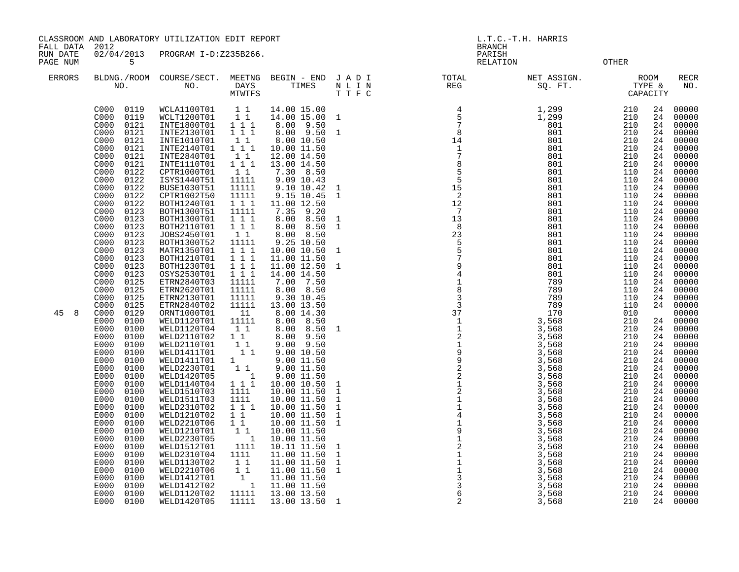CLASSROOM AND LABORATORY UTILIZATION EDIT REPORT
FALL DATA 2012
RUN DATE 02/04/2013 PROGRAM I-D:Z235B266.
PAGE NUM 5

L.T.C.-T.H. HARRIS
BRANCH
PARISH
RELATION OTHER

| ERRORS | BLDNG./ROOM NO. | COURSE/SECT. NO. | MEETNG DAYS MTWTFS | BEGIN - END TIMES | J A D I N L I N T T F C | TOTAL REG | NET ASSIGN. SQ. FT. | ROOM TYPE & CAPACITY | | RECR NO. |
|---|---|---|---|---|---|---|---|---|---|---|
| | C000 0119 | WCLA1100T01 | 1 1 | 14.00 15.00 | | 4 | 1,299 | 210 | 24 | 00000 |
| | C000 0119 | WCLT1200T01 | 1 1 | 14.00 15.00 | 1 | 5 | 1,299 | 210 | 24 | 00000 |
| | C000 0121 | INTE1800T01 | 1 1 1 | 8.00 9.50 | | 7 | 801 | 210 | 24 | 00000 |
| | C000 0121 | INTE2130T01 | 1 1 1 | 8.00 9.50 | 1 | 8 | 801 | 210 | 24 | 00000 |
| | C000 0121 | INTE1010T01 | 1 1 | 8.00 10.50 | | 14 | 801 | 210 | 24 | 00000 |
| | C000 0121 | INTE2140T01 | 1 1 1 | 10.00 11.50 | | 1 | 801 | 210 | 24 | 00000 |
| | C000 0121 | INTE2840T01 | 1 1 | 12.00 14.50 | | 7 | 801 | 210 | 24 | 00000 |
| | C000 0121 | INTE1110T01 | 1 1 1 | 13.00 14.50 | | 8 | 801 | 210 | 24 | 00000 |
| | C000 0122 | CPTR1000T01 | 1 1 | 7.30 8.50 | | 5 | 801 | 110 | 24 | 00000 |
| | C000 0122 | ISYS1440T51 | 11111 | 9.09 10.43 | | 5 | 801 | 110 | 24 | 00000 |
| | C000 0122 | BUSE1030T51 | 11111 | 9.10 10.42 | 1 | 15 | 801 | 110 | 24 | 00000 |
| | C000 0122 | CPTR1002T50 | 11111 | 9.15 10.45 | 1 | 2 | 801 | 110 | 24 | 00000 |
| | C000 0122 | BOTH1240T01 | 1 1 1 | 11.00 12.50 | | 12 | 801 | 110 | 24 | 00000 |
| | C000 0123 | BOTH1300T51 | 11111 | 7.35 9.20 | | 7 | 801 | 110 | 24 | 00000 |
| | C000 0123 | BOTH1300T01 | 1 1 1 | 8.00 8.50 | 1 | 13 | 801 | 110 | 24 | 00000 |
| | C000 0123 | BOTH2110T01 | 1 1 1 | 8.00 8.50 | 1 | 8 | 801 | 110 | 24 | 00000 |
| | C000 0123 | JOBS2450T01 | 1 1 | 8.00 8.50 | | 23 | 801 | 110 | 24 | 00000 |
| | C000 0123 | BOTH1300T52 | 11111 | 9.25 10.50 | | 5 | 801 | 110 | 24 | 00000 |
| | C000 0123 | MATR1350T01 | 1 1 1 | 10.00 10.50 | 1 | 5 | 801 | 110 | 24 | 00000 |
| | C000 0123 | BOTH1210T01 | 1 1 1 | 11.00 11.50 | | 7 | 801 | 110 | 24 | 00000 |
| | C000 0123 | BOTH1230T01 | 1 1 1 | 11.00 12.50 | 1 | 9 | 801 | 110 | 24 | 00000 |
| | C000 0123 | OSYS2530T01 | 1 1 1 | 14.00 14.50 | | 4 | 801 | 110 | 24 | 00000 |
| | C000 0125 | ETRN2840T03 | 11111 | 7.00 7.50 | | 1 | 789 | 110 | 24 | 00000 |
| | C000 0125 | ETRN2620T01 | 11111 | 8.00 8.50 | | 8 | 789 | 110 | 24 | 00000 |
| | C000 0125 | ETRN2130T01 | 11111 | 9.30 10.45 | | 3 | 789 | 110 | 24 | 00000 |
| | C000 0125 | ETRN2840T02 | 11111 | 13.00 13.50 | | 3 | 789 | 110 | 24 | 00000 |
| 45 8 | C000 0129 | ORNT1000T01 | 11 | 8.00 14.30 | | 37 | 170 | 010 | | 00000 |
| | E000 0100 | WELD1120T01 | 11111 | 8.00 8.50 | | 1 | 3,568 | 210 | 24 | 00000 |
| | E000 0100 | WELD1120T04 | 1 1 | 8.00 8.50 | 1 | 1 | 3,568 | 210 | 24 | 00000 |
| | E000 0100 | WELD2110T02 | 1 1 | 8.00 9.50 | | 2 | 3,568 | 210 | 24 | 00000 |
| | E000 0100 | WELD2110T01 | 1 1 | 9.00 9.50 | | 1 | 3,568 | 210 | 24 | 00000 |
| | E000 0100 | WELD1411T01 | 1 1 | 9.00 10.50 | | 9 | 3,568 | 210 | 24 | 00000 |
| | E000 0100 | WELD1411T01 | 1 | 9.00 11.50 | | 9 | 3,568 | 210 | 24 | 00000 |
| | E000 0100 | WELD2230T01 | 1 1 | 9.00 11.50 | | 2 | 3,568 | 210 | 24 | 00000 |
| | E000 0100 | WELD1420T05 | 1 | 9.00 11.50 | | 2 | 3,568 | 210 | 24 | 00000 |
| | E000 0100 | WELD1140T04 | 1 1 1 | 10.00 10.50 | 1 | 1 | 3,568 | 210 | 24 | 00000 |
| | E000 0100 | WELD1510T03 | 1111 | 10.00 11.50 | 1 | 2 | 3,568 | 210 | 24 | 00000 |
| | E000 0100 | WELD1511T03 | 1111 | 10.00 11.50 | 1 | 1 | 3,568 | 210 | 24 | 00000 |
| | E000 0100 | WELD2310T02 | 1 1 1 | 10.00 11.50 | 1 | 1 | 3,568 | 210 | 24 | 00000 |
| | E000 0100 | WELD1210T02 | 1 1 | 10.00 11.50 | 1 | 4 | 3,568 | 210 | 24 | 00000 |
| | E000 0100 | WELD2210T06 | 1 1 | 10.00 11.50 | 1 | 1 | 3,568 | 210 | 24 | 00000 |
| | E000 0100 | WELD1210T01 | 1 1 | 10.00 11.50 | | 9 | 3,568 | 210 | 24 | 00000 |
| | E000 0100 | WELD2230T05 | 1 | 10.00 11.50 | | 1 | 3,568 | 210 | 24 | 00000 |
| | E000 0100 | WELD1512T01 | 1111 | 10.11 11.50 | 1 | 2 | 3,568 | 210 | 24 | 00000 |
| | E000 0100 | WELD2310T04 | 1111 | 11.00 11.50 | 1 | 1 | 3,568 | 210 | 24 | 00000 |
| | E000 0100 | WELD1130T02 | 1 1 | 11.00 11.50 | 1 | 1 | 3,568 | 210 | 24 | 00000 |
| | E000 0100 | WELD2210T06 | 1 1 | 11.00 11.50 | 1 | 1 | 3,568 | 210 | 24 | 00000 |
| | E000 0100 | WELD1412T01 | 1 | 11.00 11.50 | | 3 | 3,568 | 210 | 24 | 00000 |
| | E000 0100 | WELD1412T02 | 1 | 11.00 11.50 | | 3 | 3,568 | 210 | 24 | 00000 |
| | E000 0100 | WELD1120T02 | 11111 | 13.00 13.50 | | 6 | 3,568 | 210 | 24 | 00000 |
| | E000 0100 | WELD1420T05 | 11111 | 13.00 13.50 | 1 | 2 | 3,568 | 210 | 24 | 00000 |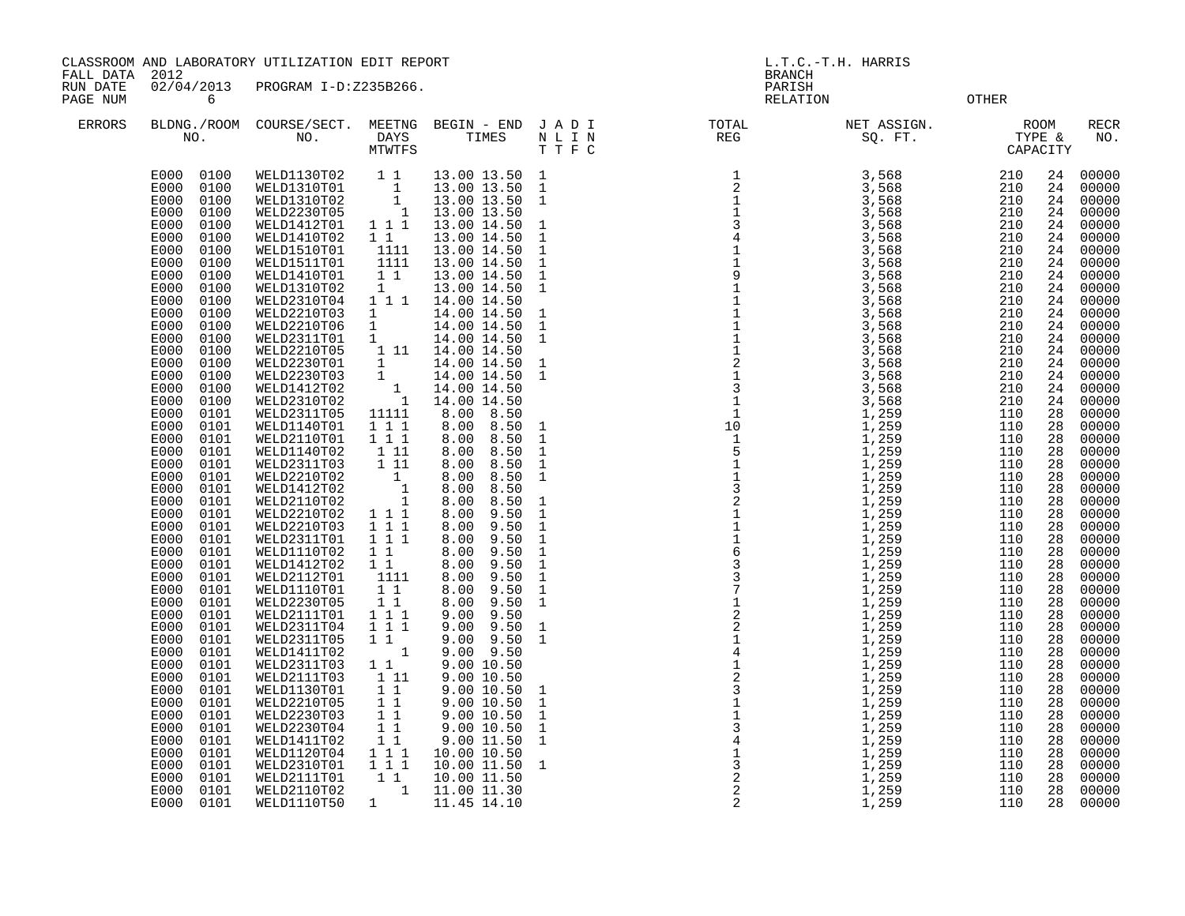CLASSROOM AND LABORATORY UTILIZATION EDIT REPORT
FALL DATA 2012
RUN DATE 02/04/2013 PROGRAM I-D:Z235B266.
PAGE NUM 6

L.T.C.-T.H. HARRIS
BRANCH
PARISH
RELATION OTHER

| ERRORS | BLDNG./ROOM NO. | COURSE/SECT. NO. | MEETNG DAYS MTWTFS | BEGIN - END TIMES | J A D I N L I N T T F C | TOTAL REG | NET ASSIGN. SQ. FT. | ROOM TYPE & CAPACITY | | RECR NO. |
|---|---|---|---|---|---|---|---|---|---|---|
| | E000 0100 | WELD1130T02 | 1 1 | 13.00 13.50 | 1 | 1 | 3,568 | 210 | 24 | 00000 |
| | E000 0100 | WELD1310T01 | 1 | 13.00 13.50 | 1 | 2 | 3,568 | 210 | 24 | 00000 |
| | E000 0100 | WELD1310T02 | 1 | 13.00 13.50 | 1 | 1 | 3,568 | 210 | 24 | 00000 |
| | E000 0100 | WELD2230T05 | 1 | 13.00 13.50 | | 1 | 3,568 | 210 | 24 | 00000 |
| | E000 0100 | WELD1412T01 | 1 1 1 | 13.00 14.50 | 1 | 3 | 3,568 | 210 | 24 | 00000 |
| | E000 0100 | WELD1410T02 | 1 1 | 13.00 14.50 | 1 | 4 | 3,568 | 210 | 24 | 00000 |
| | E000 0100 | WELD1510T01 | 1111 | 13.00 14.50 | 1 | 1 | 3,568 | 210 | 24 | 00000 |
| | E000 0100 | WELD1511T01 | 1111 | 13.00 14.50 | 1 | 1 | 3,568 | 210 | 24 | 00000 |
| | E000 0100 | WELD1410T01 | 1 1 | 13.00 14.50 | 1 | 9 | 3,568 | 210 | 24 | 00000 |
| | E000 0100 | WELD1310T02 | 1 | 13.00 14.50 | 1 | 1 | 3,568 | 210 | 24 | 00000 |
| | E000 0100 | WELD2310T04 | 1 1 1 | 14.00 14.50 | | 1 | 3,568 | 210 | 24 | 00000 |
| | E000 0100 | WELD2210T03 | 1 | 14.00 14.50 | 1 | 1 | 3,568 | 210 | 24 | 00000 |
| | E000 0100 | WELD2210T06 | 1 | 14.00 14.50 | 1 | 1 | 3,568 | 210 | 24 | 00000 |
| | E000 0100 | WELD2311T01 | 1 | 14.00 14.50 | 1 | 1 | 3,568 | 210 | 24 | 00000 |
| | E000 0100 | WELD2210T05 | 1 11 | 14.00 14.50 | | 1 | 3,568 | 210 | 24 | 00000 |
| | E000 0100 | WELD2230T01 | 1 | 14.00 14.50 | 1 | 2 | 3,568 | 210 | 24 | 00000 |
| | E000 0100 | WELD2230T03 | 1 | 14.00 14.50 | 1 | 1 | 3,568 | 210 | 24 | 00000 |
| | E000 0100 | WELD1412T02 | 1 | 14.00 14.50 | | 3 | 3,568 | 210 | 24 | 00000 |
| | E000 0100 | WELD2310T02 | 1 | 14.00 14.50 | | 1 | 3,568 | 210 | 24 | 00000 |
| | E000 0101 | WELD2311T05 | 11111 | 8.00 8.50 | | 1 | 1,259 | 110 | 28 | 00000 |
| | E000 0101 | WELD1140T01 | 1 1 1 | 8.00 8.50 | 1 | 10 | 1,259 | 110 | 28 | 00000 |
| | E000 0101 | WELD2110T01 | 1 1 1 | 8.00 8.50 | 1 | 1 | 1,259 | 110 | 28 | 00000 |
| | E000 0101 | WELD1140T02 | 1 11 | 8.00 8.50 | 1 | 5 | 1,259 | 110 | 28 | 00000 |
| | E000 0101 | WELD2311T03 | 1 11 | 8.00 8.50 | 1 | 1 | 1,259 | 110 | 28 | 00000 |
| | E000 0101 | WELD2210T02 | 1 | 8.00 8.50 | 1 | 1 | 1,259 | 110 | 28 | 00000 |
| | E000 0101 | WELD1412T02 | 1 | 8.00 8.50 | | 3 | 1,259 | 110 | 28 | 00000 |
| | E000 0101 | WELD2110T02 | 1 | 8.00 8.50 | 1 | 2 | 1,259 | 110 | 28 | 00000 |
| | E000 0101 | WELD2210T02 | 1 1 1 | 8.00 9.50 | 1 | 1 | 1,259 | 110 | 28 | 00000 |
| | E000 0101 | WELD2210T03 | 1 1 1 | 8.00 9.50 | 1 | 1 | 1,259 | 110 | 28 | 00000 |
| | E000 0101 | WELD2311T01 | 1 1 1 | 8.00 9.50 | 1 | 1 | 1,259 | 110 | 28 | 00000 |
| | E000 0101 | WELD1110T02 | 1 1 | 8.00 9.50 | 1 | 6 | 1,259 | 110 | 28 | 00000 |
| | E000 0101 | WELD1412T02 | 1 1 | 8.00 9.50 | 1 | 3 | 1,259 | 110 | 28 | 00000 |
| | E000 0101 | WELD2112T01 | 1111 | 8.00 9.50 | 1 | 3 | 1,259 | 110 | 28 | 00000 |
| | E000 0101 | WELD1110T01 | 1 1 | 8.00 9.50 | 1 | 7 | 1,259 | 110 | 28 | 00000 |
| | E000 0101 | WELD2230T05 | 1 1 | 8.00 9.50 | 1 | 1 | 1,259 | 110 | 28 | 00000 |
| | E000 0101 | WELD2111T01 | 1 1 1 | 9.00 9.50 | | 2 | 1,259 | 110 | 28 | 00000 |
| | E000 0101 | WELD2311T04 | 1 1 1 | 9.00 9.50 | 1 | 2 | 1,259 | 110 | 28 | 00000 |
| | E000 0101 | WELD2311T05 | 1 1 | 9.00 9.50 | 1 | 1 | 1,259 | 110 | 28 | 00000 |
| | E000 0101 | WELD1411T02 | 1 | 9.00 9.50 | | 4 | 1,259 | 110 | 28 | 00000 |
| | E000 0101 | WELD2311T03 | 1 1 | 9.00 10.50 | | 1 | 1,259 | 110 | 28 | 00000 |
| | E000 0101 | WELD2111T03 | 1 11 | 9.00 10.50 | | 2 | 1,259 | 110 | 28 | 00000 |
| | E000 0101 | WELD1130T01 | 1 1 | 9.00 10.50 | 1 | 3 | 1,259 | 110 | 28 | 00000 |
| | E000 0101 | WELD2210T05 | 1 1 | 9.00 10.50 | 1 | 1 | 1,259 | 110 | 28 | 00000 |
| | E000 0101 | WELD2230T03 | 1 1 | 9.00 10.50 | 1 | 1 | 1,259 | 110 | 28 | 00000 |
| | E000 0101 | WELD2230T04 | 1 1 | 9.00 10.50 | 1 | 3 | 1,259 | 110 | 28 | 00000 |
| | E000 0101 | WELD1411T02 | 1 1 | 9.00 11.50 | 1 | 4 | 1,259 | 110 | 28 | 00000 |
| | E000 0101 | WELD1120T04 | 1 1 1 | 10.00 10.50 | | 1 | 1,259 | 110 | 28 | 00000 |
| | E000 0101 | WELD2310T01 | 1 1 1 | 10.00 11.50 | 1 | 3 | 1,259 | 110 | 28 | 00000 |
| | E000 0101 | WELD2111T01 | 1 1 | 10.00 11.50 | | 2 | 1,259 | 110 | 28 | 00000 |
| | E000 0101 | WELD2110T02 | 1 | 11.00 11.30 | | 2 | 1,259 | 110 | 28 | 00000 |
| | E000 0101 | WELD1110T50 | 1 | 11.45 14.10 | | 2 | 1,259 | 110 | 28 | 00000 |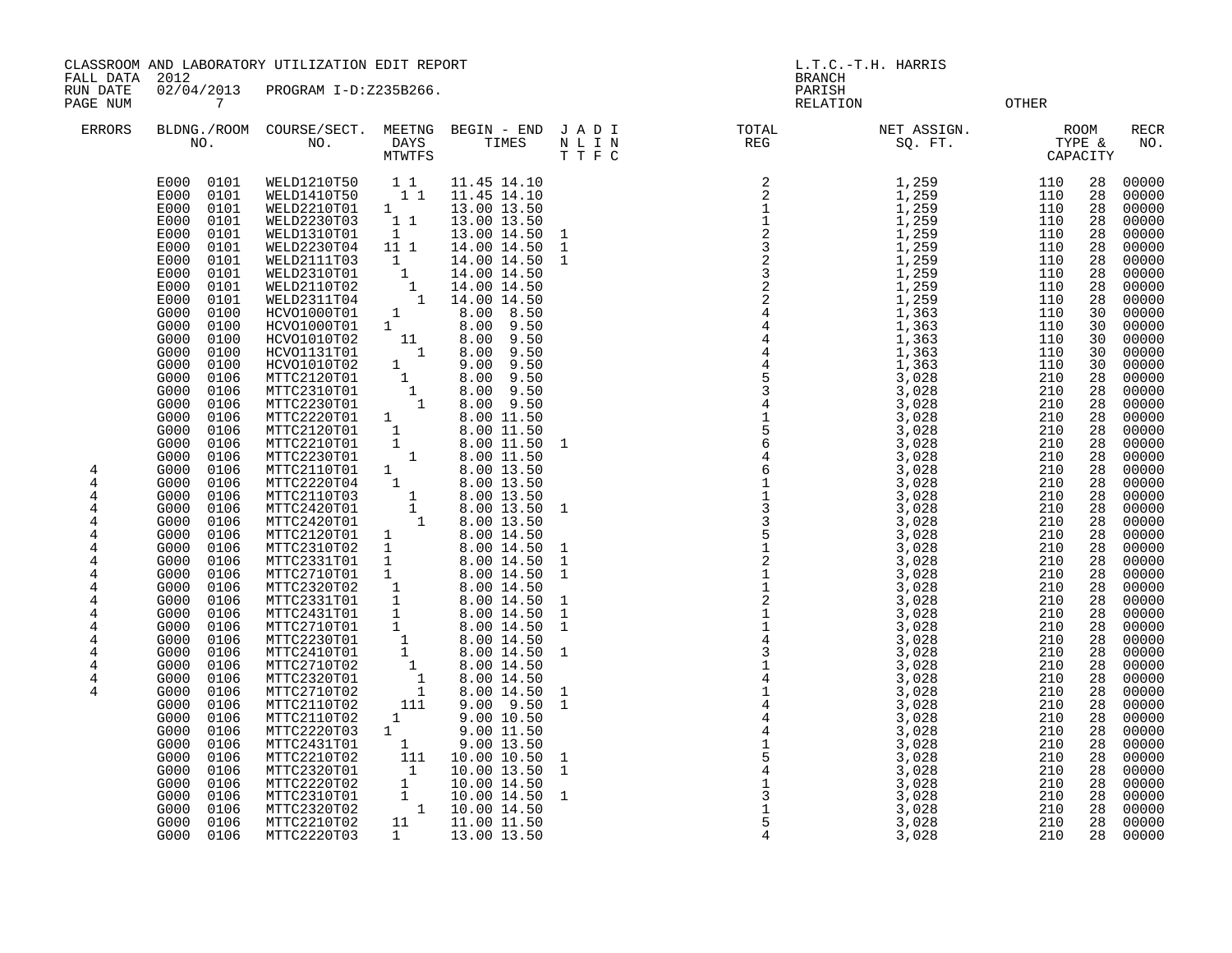CLASSROOM AND LABORATORY UTILIZATION EDIT REPORT
FALL DATA 2012
RUN DATE 02/04/2013 PROGRAM I-D:Z235B266.
PAGE NUM 7

L.T.C.-T.H. HARRIS
BRANCH
PARISH
RELATION OTHER

| ERRORS | BLDNG./ROOM NO. | COURSE/SECT. NO. | MEETNG DAYS MTWTFS | BEGIN - END TIMES | J A D I N L I N T T F C | TOTAL REG | NET ASSIGN. SQ. FT. | ROOM TYPE & CAPACITY | | RECR NO. |
|---|---|---|---|---|---|---|---|---|---|---|
| | E000 0101 | WELD1210T50 | 1 1 | 11.45 14.10 | | 2 | 1,259 | 110 | 28 | 00000 |
| | E000 0101 | WELD1410T50 | 1 1 | 11.45 14.10 | | 2 | 1,259 | 110 | 28 | 00000 |
| | E000 0101 | WELD2210T01 | 1 | 13.00 13.50 | | 1 | 1,259 | 110 | 28 | 00000 |
| | E000 0101 | WELD2230T03 | 1 1 | 13.00 13.50 | | 1 | 1,259 | 110 | 28 | 00000 |
| | E000 0101 | WELD1310T01 | 1 | 13.00 14.50 | 1 | 2 | 1,259 | 110 | 28 | 00000 |
| | E000 0101 | WELD2230T04 | 11 1 | 14.00 14.50 | 1 | 3 | 1,259 | 110 | 28 | 00000 |
| | E000 0101 | WELD2111T03 | 1 | 14.00 14.50 | 1 | 2 | 1,259 | 110 | 28 | 00000 |
| | E000 0101 | WELD2310T01 | 1 | 14.00 14.50 | | 3 | 1,259 | 110 | 28 | 00000 |
| | E000 0101 | WELD2110T02 | 1 | 14.00 14.50 | | 2 | 1,259 | 110 | 28 | 00000 |
| | E000 0101 | WELD2311T04 | 1 | 14.00 14.50 | | 2 | 1,259 | 110 | 28 | 00000 |
| | G000 0100 | HCVO1000T01 | 1 | 8.00 8.50 | | 4 | 1,363 | 110 | 30 | 00000 |
| | G000 0100 | HCVO1000T01 | 1 | 8.00 9.50 | | 4 | 1,363 | 110 | 30 | 00000 |
| | G000 0100 | HCVO1010T02 | 11 | 8.00 9.50 | | 4 | 1,363 | 110 | 30 | 00000 |
| | G000 0100 | HCVO1131T01 | 1 | 8.00 9.50 | | 4 | 1,363 | 110 | 30 | 00000 |
| | G000 0100 | HCVO1010T02 | 1 | 9.00 9.50 | | 4 | 1,363 | 110 | 30 | 00000 |
| | G000 0106 | MTTC2120T01 | 1 | 8.00 9.50 | | 5 | 3,028 | 210 | 28 | 00000 |
| | G000 0106 | MTTC2310T01 | 1 | 8.00 9.50 | | 3 | 3,028 | 210 | 28 | 00000 |
| | G000 0106 | MTTC2230T01 | 1 | 8.00 9.50 | | 4 | 3,028 | 210 | 28 | 00000 |
| | G000 0106 | MTTC2220T01 | 1 | 8.00 11.50 | | 1 | 3,028 | 210 | 28 | 00000 |
| | G000 0106 | MTTC2120T01 | 1 | 8.00 11.50 | | 5 | 3,028 | 210 | 28 | 00000 |
| | G000 0106 | MTTC2210T01 | 1 | 8.00 11.50 | 1 | 6 | 3,028 | 210 | 28 | 00000 |
| | G000 0106 | MTTC2230T01 | 1 | 8.00 11.50 | | 4 | 3,028 | 210 | 28 | 00000 |
| 4 | G000 0106 | MTTC2110T01 | 1 | 8.00 13.50 | | 6 | 3,028 | 210 | 28 | 00000 |
| 4 | G000 0106 | MTTC2220T04 | 1 | 8.00 13.50 | | 1 | 3,028 | 210 | 28 | 00000 |
| 4 | G000 0106 | MTTC2110T03 | 1 | 8.00 13.50 | | 1 | 3,028 | 210 | 28 | 00000 |
| 4 | G000 0106 | MTTC2420T01 | 1 | 8.00 13.50 | 1 | 3 | 3,028 | 210 | 28 | 00000 |
| 4 | G000 0106 | MTTC2420T01 | 1 | 8.00 13.50 | | 3 | 3,028 | 210 | 28 | 00000 |
| 4 | G000 0106 | MTTC2120T01 | 1 | 8.00 14.50 | | 5 | 3,028 | 210 | 28 | 00000 |
| 4 | G000 0106 | MTTC2310T02 | 1 | 8.00 14.50 | 1 | 1 | 3,028 | 210 | 28 | 00000 |
| 4 | G000 0106 | MTTC2331T01 | 1 | 8.00 14.50 | 1 | 2 | 3,028 | 210 | 28 | 00000 |
| 4 | G000 0106 | MTTC2710T01 | 1 | 8.00 14.50 | 1 | 1 | 3,028 | 210 | 28 | 00000 |
| 4 | G000 0106 | MTTC2320T02 | 1 | 8.00 14.50 | | 1 | 3,028 | 210 | 28 | 00000 |
| 4 | G000 0106 | MTTC2331T01 | 1 | 8.00 14.50 | 1 | 2 | 3,028 | 210 | 28 | 00000 |
| 4 | G000 0106 | MTTC2431T01 | 1 | 8.00 14.50 | 1 | 1 | 3,028 | 210 | 28 | 00000 |
| 4 | G000 0106 | MTTC2710T01 | 1 | 8.00 14.50 | 1 | 1 | 3,028 | 210 | 28 | 00000 |
| 4 | G000 0106 | MTTC2230T01 | 1 | 8.00 14.50 | | 4 | 3,028 | 210 | 28 | 00000 |
| 4 | G000 0106 | MTTC2410T01 | 1 | 8.00 14.50 | 1 | 3 | 3,028 | 210 | 28 | 00000 |
| 4 | G000 0106 | MTTC2710T02 | 1 | 8.00 14.50 | | 1 | 3,028 | 210 | 28 | 00000 |
| 4 | G000 0106 | MTTC2320T01 | 1 | 8.00 14.50 | | 4 | 3,028 | 210 | 28 | 00000 |
| 4 | G000 0106 | MTTC2710T02 | 1 | 8.00 14.50 | 1 | 1 | 3,028 | 210 | 28 | 00000 |
| | G000 0106 | MTTC2110T02 | 111 | 9.00 9.50 | 1 | 4 | 3,028 | 210 | 28 | 00000 |
| | G000 0106 | MTTC2110T02 | 1 | 9.00 10.50 | | 4 | 3,028 | 210 | 28 | 00000 |
| | G000 0106 | MTTC2220T03 | 1 | 9.00 11.50 | | 4 | 3,028 | 210 | 28 | 00000 |
| | G000 0106 | MTTC2431T01 | 1 | 9.00 13.50 | | 1 | 3,028 | 210 | 28 | 00000 |
| | G000 0106 | MTTC2210T02 | 111 | 10.00 10.50 | 1 | 5 | 3,028 | 210 | 28 | 00000 |
| | G000 0106 | MTTC2320T01 | 1 | 10.00 13.50 | 1 | 4 | 3,028 | 210 | 28 | 00000 |
| | G000 0106 | MTTC2220T02 | 1 | 10.00 14.50 | | 1 | 3,028 | 210 | 28 | 00000 |
| | G000 0106 | MTTC2310T01 | 1 | 10.00 14.50 | 1 | 3 | 3,028 | 210 | 28 | 00000 |
| | G000 0106 | MTTC2320T02 | 1 | 10.00 14.50 | | 1 | 3,028 | 210 | 28 | 00000 |
| | G000 0106 | MTTC2210T02 | 11 | 11.00 11.50 | | 5 | 3,028 | 210 | 28 | 00000 |
| | G000 0106 | MTTC2220T03 | 1 | 13.00 13.50 | | 4 | 3,028 | 210 | 28 | 00000 |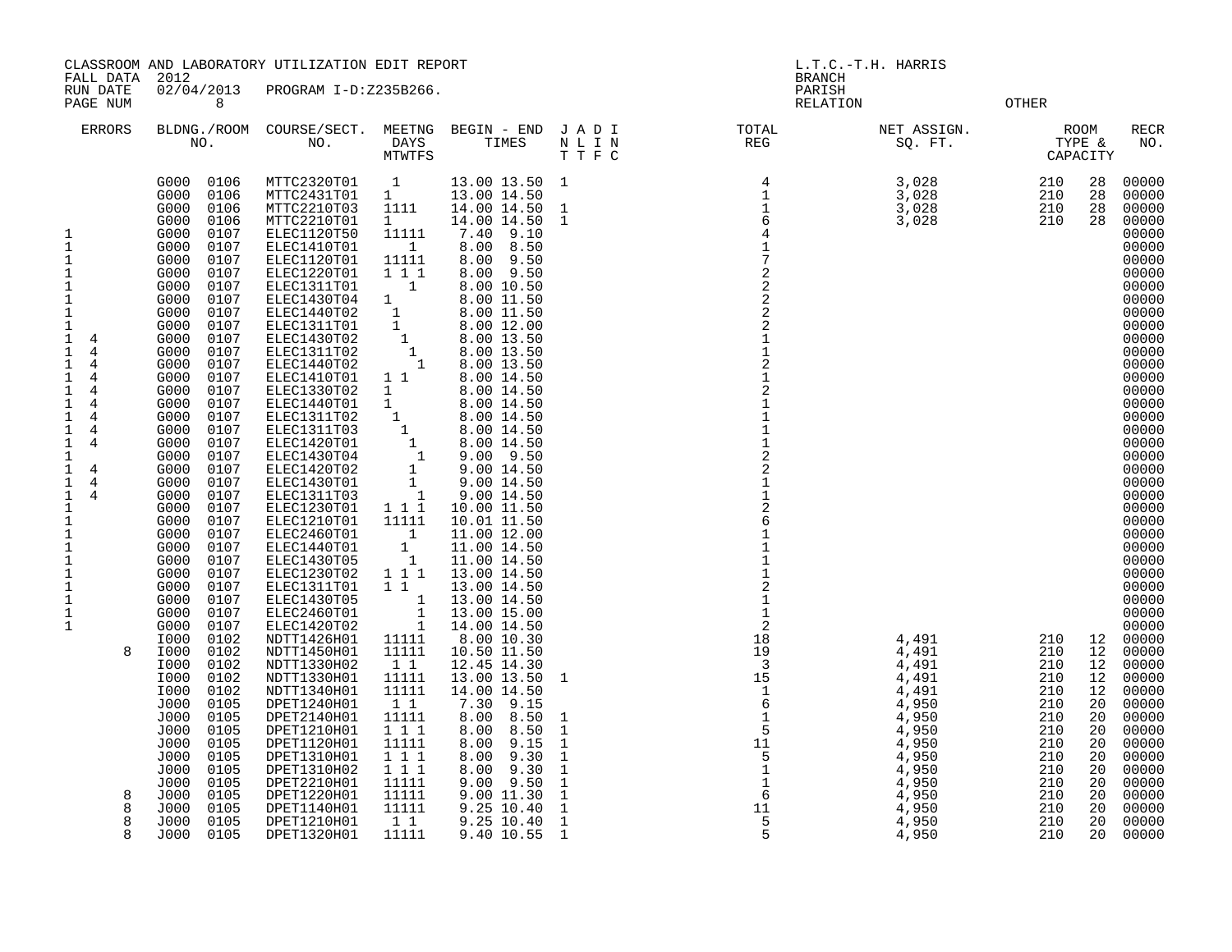CLASSROOM AND LABORATORY UTILIZATION EDIT REPORT
FALL DATA 2012
RUN DATE 02/04/2013 PROGRAM I-D:Z235B266.
PAGE NUM 8

L.T.C.-T.H. HARRIS
BRANCH
PARISH
RELATION OTHER

| ERRORS | BLDNG./ROOM NO. | COURSE/SECT. NO. | MEETNG DAYS MTWTFS | BEGIN - END TIMES | J A D I N L I N T T F C | TOTAL REG | NET ASSIGN. SQ. FT. | ROOM TYPE & CAPACITY | RECR NO. |
|---|---|---|---|---|---|---|---|---|---|
| | G000 0106 | MTTC2320T01 | 1 | 13.00 13.50 | 1 | 4 | 3,028 | 210 28 | 00000 |
| | G000 0106 | MTTC2431T01 | 1 | 13.00 14.50 | | 1 | 3,028 | 210 28 | 00000 |
| | G000 0106 | MTTC2210T03 | 1111 | 14.00 14.50 | 1 | 1 | 3,028 | 210 28 | 00000 |
| | G000 0106 | MTTC2210T01 | 1 | 14.00 14.50 | 1 | 6 | 3,028 | 210 28 | 00000 |
| 1 | G000 0107 | ELEC1120T50 | 11111 | 7.40 9.10 | | 4 | | | 00000 |
| 1 | G000 0107 | ELEC1410T01 | 1 | 8.00 8.50 | | 1 | | | 00000 |
| 1 | G000 0107 | ELEC1120T01 | 11111 | 8.00 9.50 | | 7 | | | 00000 |
| 1 | G000 0107 | ELEC1220T01 | 1 1 1 | 8.00 9.50 | | 2 | | | 00000 |
| 1 | G000 0107 | ELEC1311T01 | 1 | 8.00 10.50 | | 2 | | | 00000 |
| 1 | G000 0107 | ELEC1430T04 | 1 | 8.00 11.50 | | 2 | | | 00000 |
| 1 | G000 0107 | ELEC1440T02 | 1 | 8.00 11.50 | | 2 | | | 00000 |
| 1 | G000 0107 | ELEC1311T01 | 1 | 8.00 12.00 | | 2 | | | 00000 |
| 1 4 | G000 0107 | ELEC1430T02 | 1 | 8.00 13.50 | | 1 | | | 00000 |
| 1 4 | G000 0107 | ELEC1311T02 | 1 | 8.00 13.50 | | 1 | | | 00000 |
| 1 4 | G000 0107 | ELEC1440T02 | 1 | 8.00 13.50 | | 2 | | | 00000 |
| 1 4 | G000 0107 | ELEC1410T01 | 1 1 | 8.00 14.50 | | 1 | | | 00000 |
| 1 4 | G000 0107 | ELEC1330T02 | 1 | 8.00 14.50 | | 2 | | | 00000 |
| 1 4 | G000 0107 | ELEC1440T01 | 1 | 8.00 14.50 | | 1 | | | 00000 |
| 1 4 | G000 0107 | ELEC1311T02 | 1 | 8.00 14.50 | | 1 | | | 00000 |
| 1 4 | G000 0107 | ELEC1311T03 | 1 | 8.00 14.50 | | 1 | | | 00000 |
| 1 4 | G000 0107 | ELEC1420T01 | 1 | 8.00 14.50 | | 1 | | | 00000 |
| 1 | G000 0107 | ELEC1430T04 | 1 | 9.00 9.50 | | 2 | | | 00000 |
| 1 4 | G000 0107 | ELEC1420T02 | 1 | 9.00 14.50 | | 2 | | | 00000 |
| 1 4 | G000 0107 | ELEC1430T01 | 1 | 9.00 14.50 | | 1 | | | 00000 |
| 1 4 | G000 0107 | ELEC1311T03 | 1 | 9.00 14.50 | | 1 | | | 00000 |
| 1 | G000 0107 | ELEC1230T01 | 1 1 1 | 10.00 11.50 | | 2 | | | 00000 |
| 1 | G000 0107 | ELEC1210T01 | 11111 | 10.01 11.50 | | 6 | | | 00000 |
| 1 | G000 0107 | ELEC2460T01 | 1 | 11.00 12.00 | | 1 | | | 00000 |
| 1 | G000 0107 | ELEC1440T01 | 1 | 11.00 14.50 | | 1 | | | 00000 |
| 1 | G000 0107 | ELEC1430T05 | 1 | 11.00 14.50 | | 1 | | | 00000 |
| 1 | G000 0107 | ELEC1230T02 | 1 1 1 | 13.00 14.50 | | 1 | | | 00000 |
| 1 | G000 0107 | ELEC1311T01 | 1 1 | 13.00 14.50 | | 2 | | | 00000 |
| 1 | G000 0107 | ELEC1430T05 | 1 | 13.00 14.50 | | 1 | | | 00000 |
| 1 | G000 0107 | ELEC2460T01 | 1 | 13.00 15.00 | | 1 | | | 00000 |
| 1 | G000 0107 | ELEC1420T02 | 1 | 14.00 14.50 | | 2 | | | 00000 |
| | I000 0102 | NDTT1426H01 | 11111 | 8.00 10.30 | | 18 | 4,491 | 210 12 | 00000 |
| 8 | I000 0102 | NDTT1450H01 | 11111 | 10.50 11.50 | | 19 | 4,491 | 210 12 | 00000 |
| | I000 0102 | NDTT1330H02 | 1 1 | 12.45 14.30 | | 3 | 4,491 | 210 12 | 00000 |
| | I000 0102 | NDTT1330H01 | 11111 | 13.00 13.50 | 1 | 15 | 4,491 | 210 12 | 00000 |
| | I000 0102 | NDTT1340H01 | 11111 | 14.00 14.50 | | 1 | 4,491 | 210 12 | 00000 |
| | J000 0105 | DPET1240H01 | 1 1 | 7.30 9.15 | | 6 | 4,950 | 210 20 | 00000 |
| | J000 0105 | DPET2140H01 | 11111 | 8.00 8.50 | 1 | 1 | 4,950 | 210 20 | 00000 |
| | J000 0105 | DPET1210H01 | 1 1 1 | 8.00 8.50 | 1 | 5 | 4,950 | 210 20 | 00000 |
| | J000 0105 | DPET1120H01 | 11111 | 8.00 9.15 | 1 | 11 | 4,950 | 210 20 | 00000 |
| | J000 0105 | DPET1310H01 | 1 1 1 | 8.00 9.30 | 1 | 5 | 4,950 | 210 20 | 00000 |
| | J000 0105 | DPET1310H02 | 1 1 1 | 8.00 9.30 | 1 | 1 | 4,950 | 210 20 | 00000 |
| | J000 0105 | DPET2210H01 | 11111 | 9.00 9.50 | 1 | 1 | 4,950 | 210 20 | 00000 |
| 8 | J000 0105 | DPET1220H01 | 11111 | 9.00 11.30 | 1 | 6 | 4,950 | 210 20 | 00000 |
| 8 | J000 0105 | DPET1140H01 | 11111 | 9.25 10.40 | 1 | 11 | 4,950 | 210 20 | 00000 |
| 8 | J000 0105 | DPET1210H01 | 1 1 | 9.25 10.40 | 1 | 5 | 4,950 | 210 20 | 00000 |
| 8 | J000 0105 | DPET1320H01 | 11111 | 9.40 10.55 | 1 | 5 | 4,950 | 210 20 | 00000 |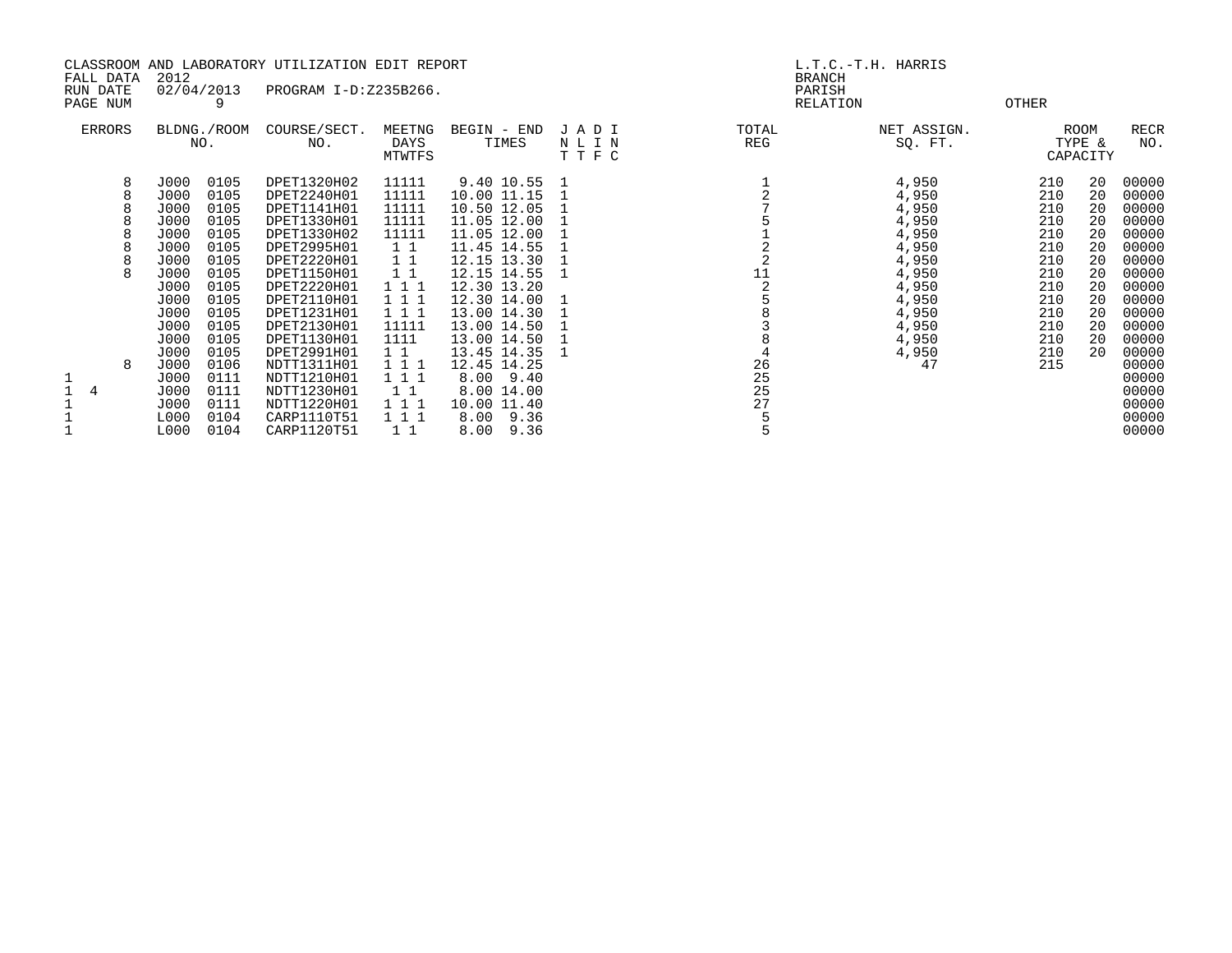CLASSROOM AND LABORATORY UTILIZATION EDIT REPORT
FALL DATA 2012
RUN DATE 02/04/2013 PROGRAM I-D:Z235B266.
PAGE NUM 9

L.T.C.-T.H. HARRIS
BRANCH
PARISH
RELATION OTHER

| ERRORS | | BLDNG./ROOM NO. | | COURSE/SECT. NO. | MEETNG DAYS MTWTFS | BEGIN - END TIMES | | J A D I N L I N T T F C | TOTAL REG | NET ASSIGN. SQ. FT. | ROOM TYPE & CAPACITY | | RECR NO. |
|---|---|---|---|---|---|---|---|---|---|---|---|---|---|
| | 8 | J000 | 0105 | DPET1320H02 | 11111 | 9.40 | 10.55 | 1 | 1 | 4,950 | 210 | 20 | 00000 |
| | 8 | J000 | 0105 | DPET2240H01 | 11111 | 10.00 | 11.15 | 1 | 2 | 4,950 | 210 | 20 | 00000 |
| | 8 | J000 | 0105 | DPET1141H01 | 11111 | 10.50 | 12.05 | 1 | 7 | 4,950 | 210 | 20 | 00000 |
| | 8 | J000 | 0105 | DPET1330H01 | 11111 | 11.05 | 12.00 | 1 | 5 | 4,950 | 210 | 20 | 00000 |
| | 8 | J000 | 0105 | DPET1330H02 | 11111 | 11.05 | 12.00 | 1 | 1 | 4,950 | 210 | 20 | 00000 |
| | 8 | J000 | 0105 | DPET2995H01 | 1 1 | 11.45 | 14.55 | 1 | 2 | 4,950 | 210 | 20 | 00000 |
| | 8 | J000 | 0105 | DPET2220H01 | 1 1 | 12.15 | 13.30 | 1 | 2 | 4,950 | 210 | 20 | 00000 |
| | 8 | J000 | 0105 | DPET1150H01 | 1 1 | 12.15 | 14.55 | 1 | 11 | 4,950 | 210 | 20 | 00000 |
| | | J000 | 0105 | DPET2220H01 | 1 1 1 | 12.30 | 13.20 | | 2 | 4,950 | 210 | 20 | 00000 |
| | | J000 | 0105 | DPET2110H01 | 1 1 1 | 12.30 | 14.00 | 1 | 5 | 4,950 | 210 | 20 | 00000 |
| | | J000 | 0105 | DPET1231H01 | 1 1 1 | 13.00 | 14.30 | 1 | 8 | 4,950 | 210 | 20 | 00000 |
| | | J000 | 0105 | DPET2130H01 | 11111 | 13.00 | 14.50 | 1 | 3 | 4,950 | 210 | 20 | 00000 |
| | | J000 | 0105 | DPET1130H01 | 1111 | 13.00 | 14.50 | 1 | 8 | 4,950 | 210 | 20 | 00000 |
| | | J000 | 0105 | DPET2991H01 | 1 1 | 13.45 | 14.35 | 1 | 4 | 4,950 | 210 | 20 | 00000 |
| | 8 | J000 | 0106 | NDTT1311H01 | 1 1 1 | 12.45 | 14.25 | | 26 | 47 | 215 | | 00000 |
| 1 | | J000 | 0111 | NDTT1210H01 | 1 1 1 | 8.00 | 9.40 | | 25 | | | | 00000 |
| 1 | 4 | J000 | 0111 | NDTT1230H01 | 1 1 | 8.00 | 14.00 | | 25 | | | | 00000 |
| 1 | | J000 | 0111 | NDTT1220H01 | 1 1 1 | 10.00 | 11.40 | | 27 | | | | 00000 |
| 1 | | L000 | 0104 | CARP1110T51 | 1 1 1 | 8.00 | 9.36 | | 5 | | | | 00000 |
| 1 | | L000 | 0104 | CARP1120T51 | 1 1 | 8.00 | 9.36 | | 5 | | | | 00000 |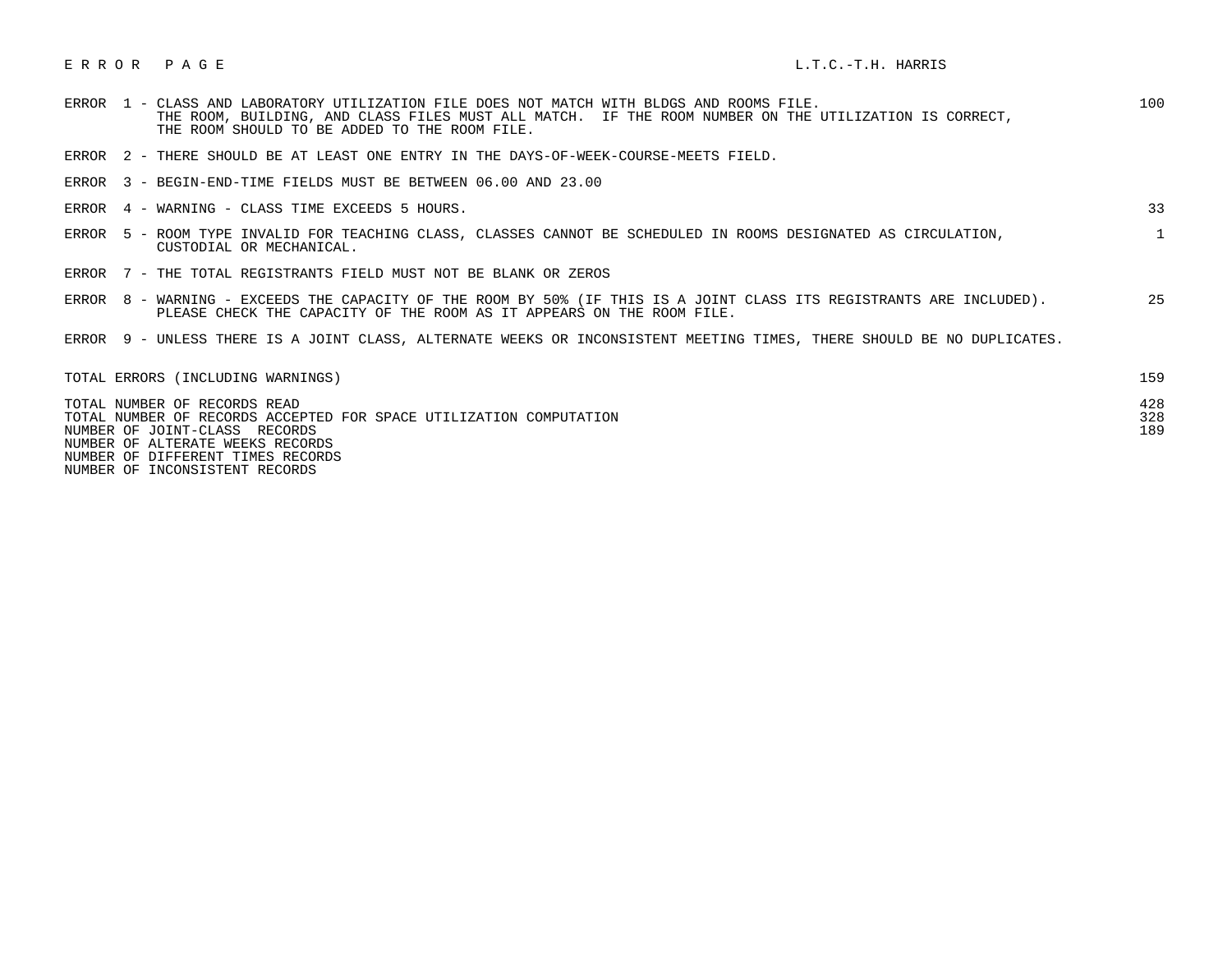# E R R O R   P A G E

L.T.C.-T.H. HARRIS

| Error | Description | Count |
|---|---|---|
| ERROR 1 | CLASS AND LABORATORY UTILIZATION FILE DOES NOT MATCH WITH BLDGS AND ROOMS FILE. THE ROOM, BUILDING, AND CLASS FILES MUST ALL MATCH. IF THE ROOM NUMBER ON THE UTILIZATION IS CORRECT, THE ROOM SHOULD TO BE ADDED TO THE ROOM FILE. | 100 |
| ERROR 2 | THERE SHOULD BE AT LEAST ONE ENTRY IN THE DAYS-OF-WEEK-COURSE-MEETS FIELD. | |
| ERROR 3 | BEGIN-END-TIME FIELDS MUST BE BETWEEN 06.00 AND 23.00 | |
| ERROR 4 | WARNING - CLASS TIME EXCEEDS 5 HOURS. | 33 |
| ERROR 5 | ROOM TYPE INVALID FOR TEACHING CLASS, CLASSES CANNOT BE SCHEDULED IN ROOMS DESIGNATED AS CIRCULATION, CUSTODIAL OR MECHANICAL. | 1 |
| ERROR 7 | THE TOTAL REGISTRANTS FIELD MUST NOT BE BLANK OR ZEROS | |
| ERROR 8 | WARNING - EXCEEDS THE CAPACITY OF THE ROOM BY 50% (IF THIS IS A JOINT CLASS ITS REGISTRANTS ARE INCLUDED). PLEASE CHECK THE CAPACITY OF THE ROOM AS IT APPEARS ON THE ROOM FILE. | 25 |
| ERROR 9 | UNLESS THERE IS A JOINT CLASS, ALTERNATE WEEKS OR INCONSISTENT MEETING TIMES, THERE SHOULD BE NO DUPLICATES. | |

| Summary | Count |
|---|---|
| TOTAL ERRORS (INCLUDING WARNINGS) | 159 |
| TOTAL NUMBER OF RECORDS READ | 428 |
| TOTAL NUMBER OF RECORDS ACCEPTED FOR SPACE UTILIZATION COMPUTATION | 328 |
| NUMBER OF JOINT-CLASS RECORDS | 189 |
| NUMBER OF ALTERATE WEEKS RECORDS | |
| NUMBER OF DIFFERENT TIMES RECORDS | |
| NUMBER OF INCONSISTENT RECORDS | |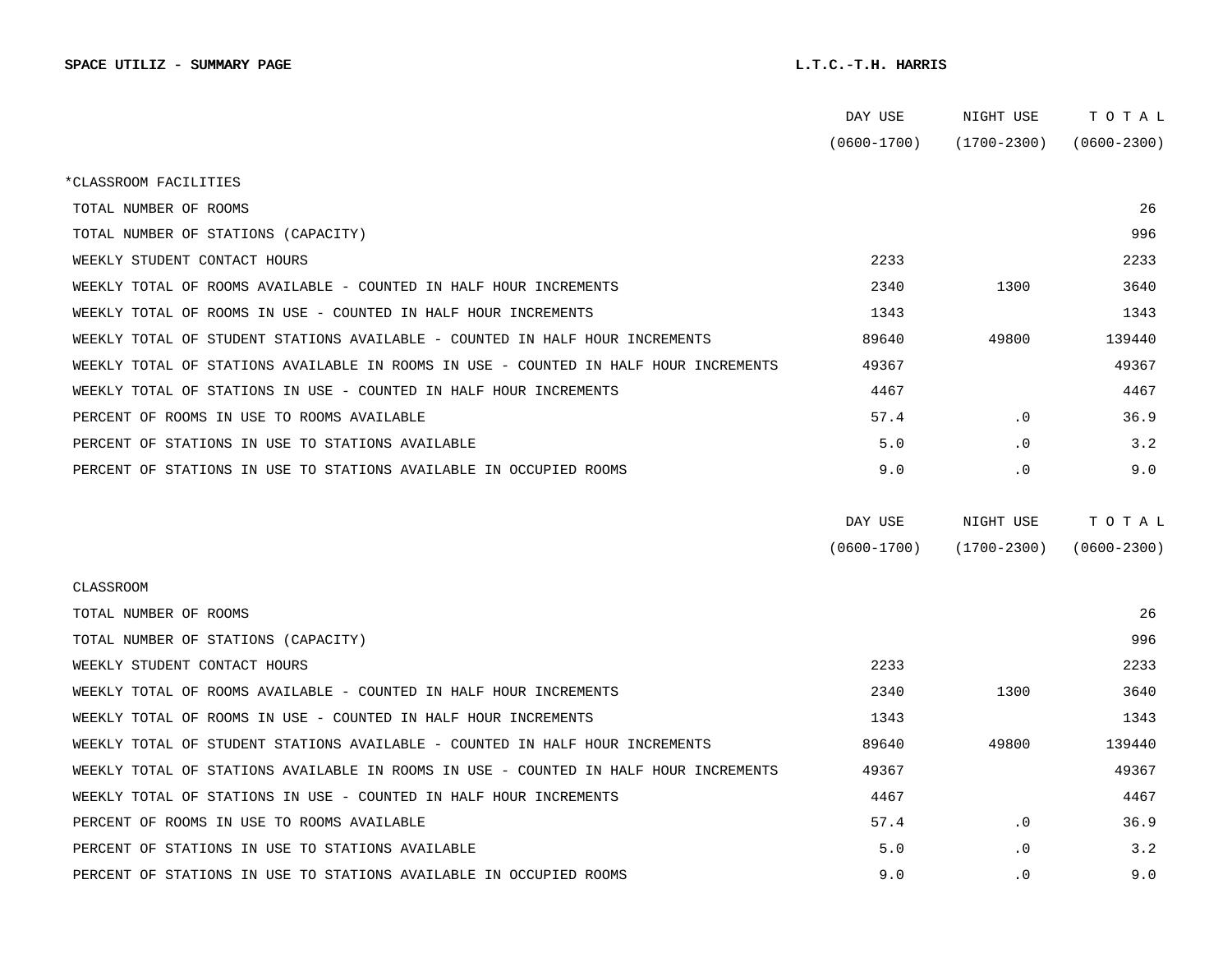**SPACE UTILIZ - SUMMARY PAGE** **L.T.C.-T.H. HARRIS**

| | DAY USE (0600-1700) | NIGHT USE (1700-2300) | TOTAL (0600-2300) |
|---|---|---|---|
| *CLASSROOM FACILITIES | | | |
| TOTAL NUMBER OF ROOMS | | | 26 |
| TOTAL NUMBER OF STATIONS (CAPACITY) | | | 996 |
| WEEKLY STUDENT CONTACT HOURS | 2233 | | 2233 |
| WEEKLY TOTAL OF ROOMS AVAILABLE - COUNTED IN HALF HOUR INCREMENTS | 2340 | 1300 | 3640 |
| WEEKLY TOTAL OF ROOMS IN USE - COUNTED IN HALF HOUR INCREMENTS | 1343 | | 1343 |
| WEEKLY TOTAL OF STUDENT STATIONS AVAILABLE - COUNTED IN HALF HOUR INCREMENTS | 89640 | 49800 | 139440 |
| WEEKLY TOTAL OF STATIONS AVAILABLE IN ROOMS IN USE - COUNTED IN HALF HOUR INCREMENTS | 49367 | | 49367 |
| WEEKLY TOTAL OF STATIONS IN USE - COUNTED IN HALF HOUR INCREMENTS | 4467 | | 4467 |
| PERCENT OF ROOMS IN USE TO ROOMS AVAILABLE | 57.4 | .0 | 36.9 |
| PERCENT OF STATIONS IN USE TO STATIONS AVAILABLE | 5.0 | .0 | 3.2 |
| PERCENT OF STATIONS IN USE TO STATIONS AVAILABLE IN OCCUPIED ROOMS | 9.0 | .0 | 9.0 |

| | DAY USE (0600-1700) | NIGHT USE (1700-2300) | TOTAL (0600-2300) |
|---|---|---|---|
| CLASSROOM | | | |
| TOTAL NUMBER OF ROOMS | | | 26 |
| TOTAL NUMBER OF STATIONS (CAPACITY) | | | 996 |
| WEEKLY STUDENT CONTACT HOURS | 2233 | | 2233 |
| WEEKLY TOTAL OF ROOMS AVAILABLE - COUNTED IN HALF HOUR INCREMENTS | 2340 | 1300 | 3640 |
| WEEKLY TOTAL OF ROOMS IN USE - COUNTED IN HALF HOUR INCREMENTS | 1343 | | 1343 |
| WEEKLY TOTAL OF STUDENT STATIONS AVAILABLE - COUNTED IN HALF HOUR INCREMENTS | 89640 | 49800 | 139440 |
| WEEKLY TOTAL OF STATIONS AVAILABLE IN ROOMS IN USE - COUNTED IN HALF HOUR INCREMENTS | 49367 | | 49367 |
| WEEKLY TOTAL OF STATIONS IN USE - COUNTED IN HALF HOUR INCREMENTS | 4467 | | 4467 |
| PERCENT OF ROOMS IN USE TO ROOMS AVAILABLE | 57.4 | .0 | 36.9 |
| PERCENT OF STATIONS IN USE TO STATIONS AVAILABLE | 5.0 | .0 | 3.2 |
| PERCENT OF STATIONS IN USE TO STATIONS AVAILABLE IN OCCUPIED ROOMS | 9.0 | .0 | 9.0 |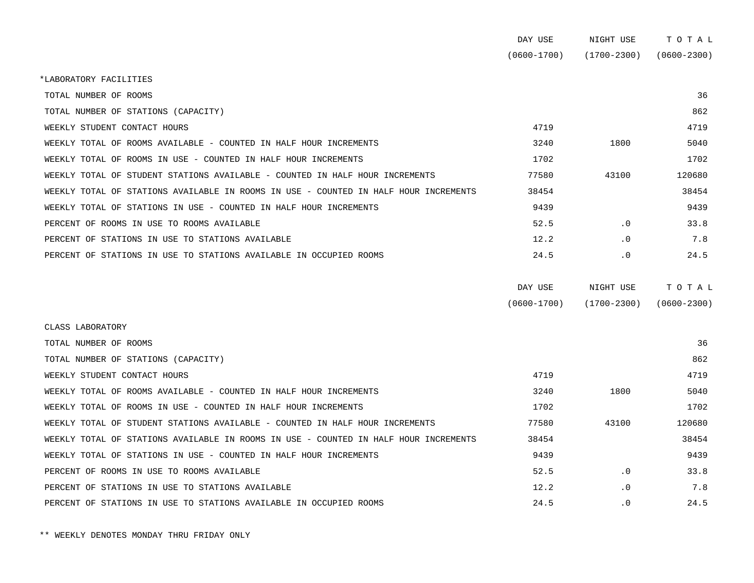| | DAY USE (0600-1700) | NIGHT USE (1700-2300) | T O T A L (0600-2300) |
|---|---|---|---|
| *LABORATORY FACILITIES | | | |
| TOTAL NUMBER OF ROOMS | | | 36 |
| TOTAL NUMBER OF STATIONS (CAPACITY) | | | 862 |
| WEEKLY STUDENT CONTACT HOURS | 4719 | | 4719 |
| WEEKLY TOTAL OF ROOMS AVAILABLE - COUNTED IN HALF HOUR INCREMENTS | 3240 | 1800 | 5040 |
| WEEKLY TOTAL OF ROOMS IN USE - COUNTED IN HALF HOUR INCREMENTS | 1702 | | 1702 |
| WEEKLY TOTAL OF STUDENT STATIONS AVAILABLE - COUNTED IN HALF HOUR INCREMENTS | 77580 | 43100 | 120680 |
| WEEKLY TOTAL OF STATIONS AVAILABLE IN ROOMS IN USE - COUNTED IN HALF HOUR INCREMENTS | 38454 | | 38454 |
| WEEKLY TOTAL OF STATIONS IN USE - COUNTED IN HALF HOUR INCREMENTS | 9439 | | 9439 |
| PERCENT OF ROOMS IN USE TO ROOMS AVAILABLE | 52.5 | .0 | 33.8 |
| PERCENT OF STATIONS IN USE TO STATIONS AVAILABLE | 12.2 | .0 | 7.8 |
| PERCENT OF STATIONS IN USE TO STATIONS AVAILABLE IN OCCUPIED ROOMS | 24.5 | .0 | 24.5 |

| | DAY USE (0600-1700) | NIGHT USE (1700-2300) | T O T A L (0600-2300) |
|---|---|---|---|
| CLASS LABORATORY | | | |
| TOTAL NUMBER OF ROOMS | | | 36 |
| TOTAL NUMBER OF STATIONS (CAPACITY) | | | 862 |
| WEEKLY STUDENT CONTACT HOURS | 4719 | | 4719 |
| WEEKLY TOTAL OF ROOMS AVAILABLE - COUNTED IN HALF HOUR INCREMENTS | 3240 | 1800 | 5040 |
| WEEKLY TOTAL OF ROOMS IN USE - COUNTED IN HALF HOUR INCREMENTS | 1702 | | 1702 |
| WEEKLY TOTAL OF STUDENT STATIONS AVAILABLE - COUNTED IN HALF HOUR INCREMENTS | 77580 | 43100 | 120680 |
| WEEKLY TOTAL OF STATIONS AVAILABLE IN ROOMS IN USE - COUNTED IN HALF HOUR INCREMENTS | 38454 | | 38454 |
| WEEKLY TOTAL OF STATIONS IN USE - COUNTED IN HALF HOUR INCREMENTS | 9439 | | 9439 |
| PERCENT OF ROOMS IN USE TO ROOMS AVAILABLE | 52.5 | .0 | 33.8 |
| PERCENT OF STATIONS IN USE TO STATIONS AVAILABLE | 12.2 | .0 | 7.8 |
| PERCENT OF STATIONS IN USE TO STATIONS AVAILABLE IN OCCUPIED ROOMS | 24.5 | .0 | 24.5 |

** WEEKLY DENOTES MONDAY THRU FRIDAY ONLY